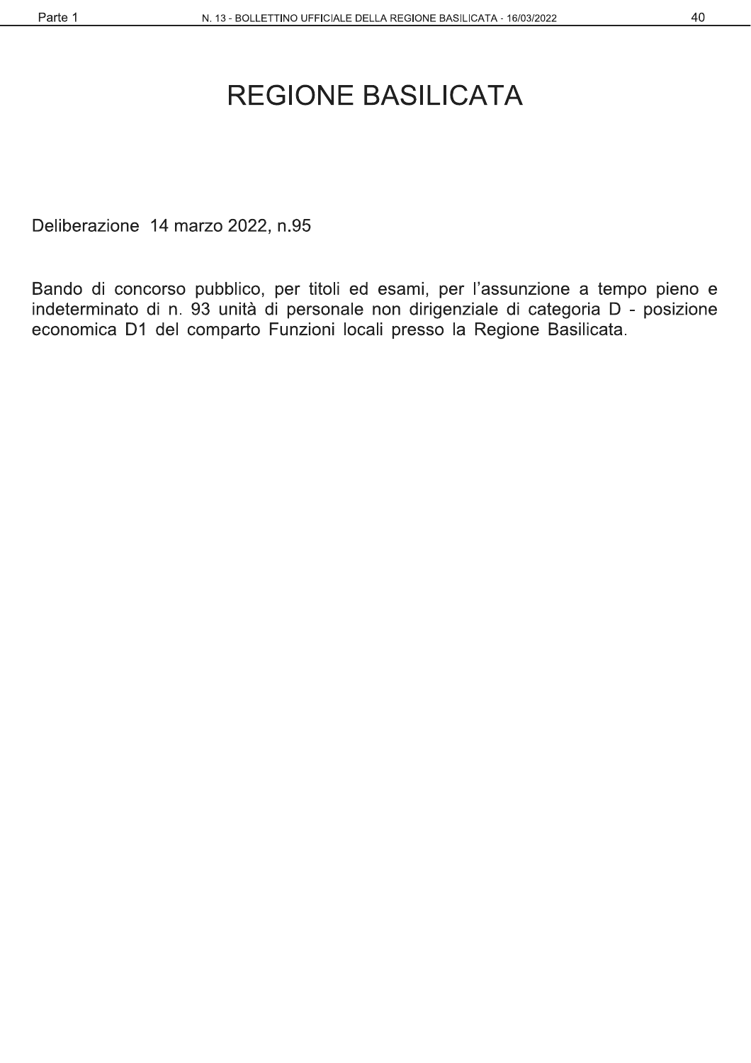# REGIONE BASILICATA

Deliberazione 14 marzo 2022, n.95

Bando di concorso pubblico, per titoli ed esami, per l'assunzione a tempo pieno e indeterminato di n. 93 unità di personale non dirigenziale di categoria D - posizione economica D1 del comparto Funzioni locali presso la Regione Basilicata.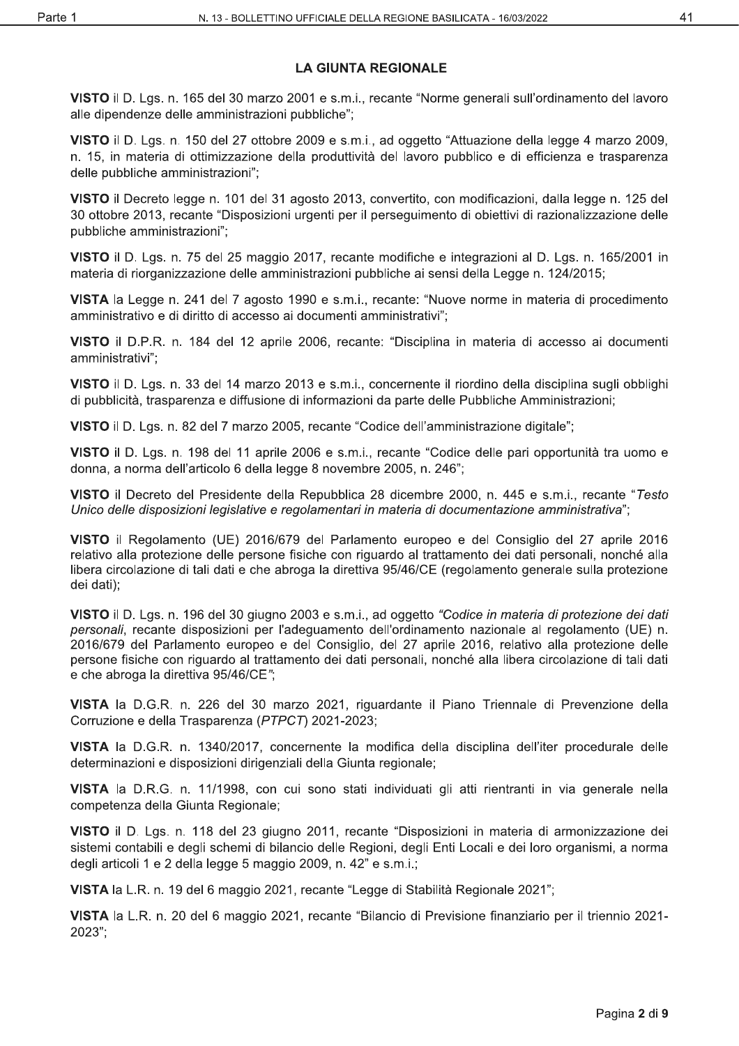## LA GIUNTA REGIONALE

**VISTO** il D. Lgs. n. 165 del 30 marzo 2001 e s.m.i., recante "Norme generali sull'ordinamento del lavoro alle dipendenze delle amministrazioni pubbliche";

**VISTO** il D. Lgs. n. 150 del 27 ottobre 2009 e s.m.i., ad oggetto "Attuazione della legge 4 marzo 2009, n. 15, in materia di ottimizzazione della produttività del lavoro pubblico e di efficienza e trasparenza delle pubbliche amministrazioni";

**VISTO** il Decreto legge n. 101 del 31 agosto 2013, convertito, con modificazioni, dalla legge n. 125 del 30 ottobre 2013, recante "Disposizioni urgenti per il perseguimento di obiettivi di razionalizzazione delle pubbliche amministrazioni";

**VISTO** il D. Lgs. n. 75 del 25 maggio 2017, recante modifiche e integrazioni al D. Lgs. n. 165/2001 in materia di riorganizzazione delle amministrazioni pubbliche ai sensi della Legge n. 124/2015;

**VISTA** la Legge n. 241 del 7 agosto 1990 e s.m.i., recante: "Nuove norme in materia di procedimento amministrativo e di diritto di accesso ai documenti amministrativi";

**VISTO** il D.P.R. n. 184 del 12 aprile 2006, recante: "Disciplina in materia di accesso ai documenti amministrativi";

**VISTO** il D. Lgs. n. 33 del 14 marzo 2013 e s.m.i., concernente il riordino della disciplina sugli obblighi di pubblicità, trasparenza e diffusione di informazioni da parte delle Pubbliche Amministrazioni;

**VISTO** il D. Lgs. n. 82 del 7 marzo 2005, recante "Codice dell'amministrazione digitale";

**VISTO** il D. Lgs. n. 198 del 11 aprile 2006 e s.m.i., recante "Codice delle pari opportunità tra uomo e donna, a norma dell'articolo 6 della legge 8 novembre 2005, n. 246";

**VISTO** il Decreto del Presidente della Repubblica 28 dicembre 2000, n. 445 e s.m.i., recante "*Testo Unico delle disposizioni legislative e regolamentari in materia di documentazione amministrativa*";

**VISTO** il Regolamento (UE) 2016/679 del Parlamento europeo e del Consiglio del 27 aprile 2016 relativo alla protezione delle persone fisiche con riguardo al trattamento dei dati personali, nonché alla libera circolazione di tali dati e che abroga la direttiva 95/46/CE (regolamento generale sulla protezione dei dati);

**VISTO** il D. Lgs. n. 196 del 30 giugno 2003 e s.m.i., ad oggetto *"Codice in materia di protezione dei dati personali*, recante disposizioni per l'adeguamento dell'ordinamento nazionale al regolamento (UE) n. 2016/679 del Parlamento europeo e del Consiglio, del 27 aprile 2016, relativo alla protezione delle persone fisiche con riguardo al trattamento dei dati personali, nonché alla libera circolazione di tali dati e che abroga la direttiva 95/46/CE*"*;

**VISTA** la D.G.R. n. 226 del 30 marzo 2021, riguardante il Piano Triennale di Prevenzione della Corruzione e della Trasparenza (*PTPCT*) 2021-2023;

**VISTA** la D.G.R. n. 1340/2017, concernente la modifica della disciplina dell'iter procedurale delle determinazioni e disposizioni dirigenziali della Giunta regionale;

**VISTA** la D.R.G. n. 11/1998, con cui sono stati individuati gli atti rientranti in via generale nella competenza della Giunta Regionale;

**VISTO** il D. Lgs. n. 118 del 23 giugno 2011, recante "Disposizioni in materia di armonizzazione dei sistemi contabili e degli schemi di bilancio delle Regioni, degli Enti Locali e dei loro organismi, a norma degli articoli 1 e 2 della legge 5 maggio 2009, n. 42" e s.m.i.;

**VISTA** la L.R. n. 19 del 6 maggio 2021, recante "Legge di Stabilità Regionale 2021";

**VISTA** la L.R. n. 20 del 6 maggio 2021, recante "Bilancio di Previsione finanziario per il triennio 2021-2023";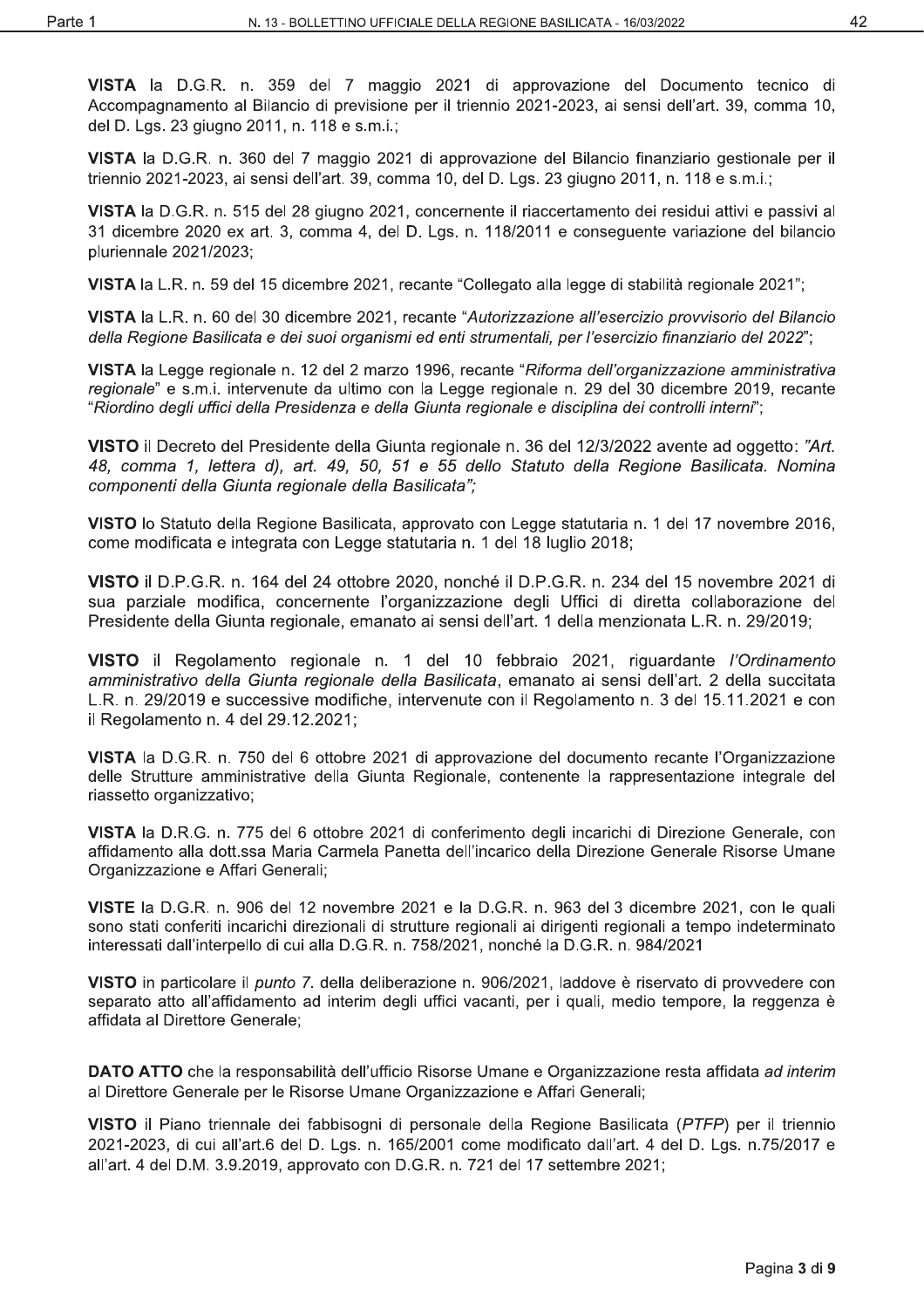**VISTA** la D.G.R. n. 359 del 7 maggio 2021 di approvazione del Documento tecnico di Accompagnamento al Bilancio di previsione per il triennio 2021-2023, ai sensi dell'art. 39, comma 10, del D. Lgs. 23 giugno 2011, n. 118 e s.m.i.;

**VISTA** la D.G.R. n. 360 del 7 maggio 2021 di approvazione del Bilancio finanziario gestionale per il triennio 2021-2023, ai sensi dell'art. 39, comma 10, del D. Lgs. 23 giugno 2011, n. 118 e s.m.i.;

**VISTA** la D.G.R. n. 515 del 28 giugno 2021, concernente il riaccertamento dei residui attivi e passivi al 31 dicembre 2020 ex art. 3, comma 4, del D. Lgs. n. 118/2011 e conseguente variazione del bilancio pluriennale 2021/2023;

**VISTA** la L.R. n. 59 del 15 dicembre 2021, recante "Collegato alla legge di stabilità regionale 2021";

**VISTA** la L.R. n. 60 del 30 dicembre 2021, recante "*Autorizzazione all'esercizio provvisorio del Bilancio della Regione Basilicata e dei suoi organismi ed enti strumentali, per l'esercizio finanziario del 2022*";

**VISTA** la Legge regionale n. 12 del 2 marzo 1996, recante "*Riforma dell'organizzazione amministrativa regionale*" e s.m.i. intervenute da ultimo con la Legge regionale n. 29 del 30 dicembre 2019, recante "*Riordino degli uffici della Presidenza e della Giunta regionale e disciplina dei controlli interni*";

**VISTO** il Decreto del Presidente della Giunta regionale n. 36 del 12/3/2022 avente ad oggetto: *"Art. 48, comma 1, lettera d), art. 49, 50, 51 e 55 dello Statuto della Regione Basilicata. Nomina componenti della Giunta regionale della Basilicata";*

**VISTO** lo Statuto della Regione Basilicata, approvato con Legge statutaria n. 1 del 17 novembre 2016, come modificata e integrata con Legge statutaria n. 1 del 18 luglio 2018;

**VISTO** il D.P.G.R. n. 164 del 24 ottobre 2020, nonché il D.P.G.R. n. 234 del 15 novembre 2021 di sua parziale modifica, concernente l'organizzazione degli Uffici di diretta collaborazione del Presidente della Giunta regionale, emanato ai sensi dell'art. 1 della menzionata L.R. n. 29/2019;

**VISTO** il Regolamento regionale n. 1 del 10 febbraio 2021, riguardante *l'Ordinamento amministrativo della Giunta regionale della Basilicata*, emanato ai sensi dell'art. 2 della succitata L.R. n. 29/2019 e successive modifiche, intervenute con il Regolamento n. 3 del 15.11.2021 e con il Regolamento n. 4 del 29.12.2021;

**VISTA** la D.G.R. n. 750 del 6 ottobre 2021 di approvazione del documento recante l'Organizzazione delle Strutture amministrative della Giunta Regionale, contenente la rappresentazione integrale del riassetto organizzativo;

**VISTA** la D.R.G. n. 775 del 6 ottobre 2021 di conferimento degli incarichi di Direzione Generale, con affidamento alla dott.ssa Maria Carmela Panetta dell'incarico della Direzione Generale Risorse Umane Organizzazione e Affari Generali;

**VISTE** la D.G.R. n. 906 del 12 novembre 2021 e la D.G.R. n. 963 del 3 dicembre 2021, con le quali sono stati conferiti incarichi direzionali di strutture regionali ai dirigenti regionali a tempo indeterminato interessati dall'interpello di cui alla D.G.R. n. 758/2021, nonché la D.G.R. n. 984/2021

**VISTO** in particolare il *punto 7.* della deliberazione n. 906/2021, laddove è riservato di provvedere con separato atto all'affidamento ad interim degli uffici vacanti, per i quali, medio tempore, la reggenza è affidata al Direttore Generale;

**DATO ATTO** che la responsabilità dell'ufficio Risorse Umane e Organizzazione resta affidata *ad interim* al Direttore Generale per le Risorse Umane Organizzazione e Affari Generali;

**VISTO** il Piano triennale dei fabbisogni di personale della Regione Basilicata (*PTFP*) per il triennio 2021-2023, di cui all'art.6 del D. Lgs. n. 165/2001 come modificato dall'art. 4 del D. Lgs. n.75/2017 e all'art. 4 del D.M. 3.9.2019, approvato con D.G.R. n. 721 del 17 settembre 2021;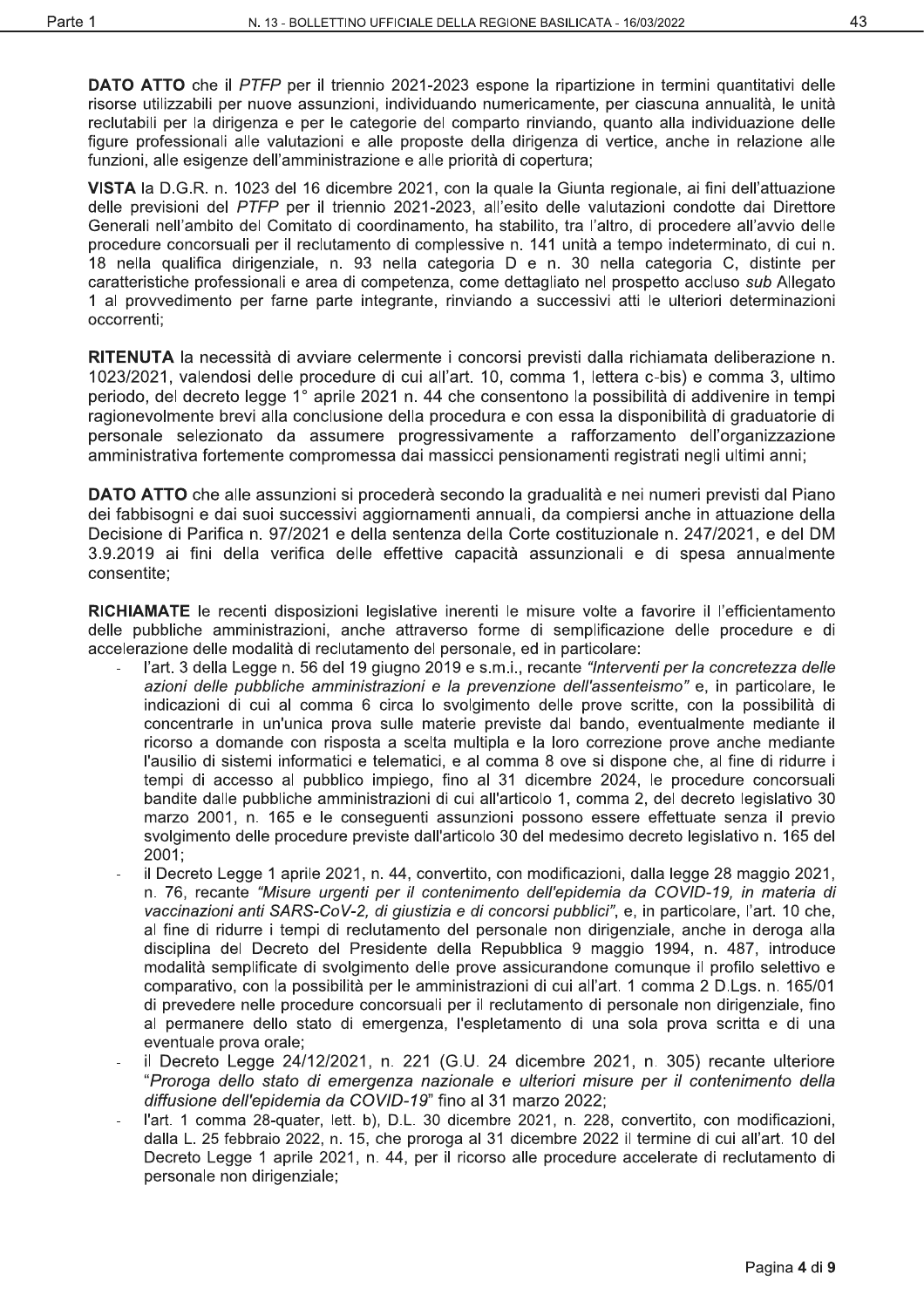**DATO ATTO** che il *PTFP* per il triennio 2021-2023 espone la ripartizione in termini quantitativi delle risorse utilizzabili per nuove assunzioni, individuando numericamente, per ciascuna annualità, le unità reclutabili per la dirigenza e per le categorie del comparto rinviando, quanto alla individuazione delle figure professionali alle valutazioni e alle proposte della dirigenza di vertice, anche in relazione alle funzioni, alle esigenze dell'amministrazione e alle priorità di copertura;

**VISTA** la D.G.R. n. 1023 del 16 dicembre 2021, con la quale la Giunta regionale, ai fini dell'attuazione delle previsioni del *PTFP* per il triennio 2021-2023, all'esito delle valutazioni condotte dai Direttore Generali nell'ambito del Comitato di coordinamento, ha stabilito, tra l'altro, di procedere all'avvio delle procedure concorsuali per il reclutamento di complessive n. 141 unità a tempo indeterminato, di cui n. 18 nella qualifica dirigenziale, n. 93 nella categoria D e n. 30 nella categoria C, distinte per caratteristiche professionali e area di competenza, come dettagliato nel prospetto accluso *sub* Allegato 1 al provvedimento per farne parte integrante, rinviando a successivi atti le ulteriori determinazioni occorrenti;

**RITENUTA** la necessità di avviare celermente i concorsi previsti dalla richiamata deliberazione n. 1023/2021, valendosi delle procedure di cui all'art. 10, comma 1, lettera c-bis) e comma 3, ultimo periodo, del decreto legge 1° aprile 2021 n. 44 che consentono la possibilità di addivenire in tempi ragionevolmente brevi alla conclusione della procedura e con essa la disponibilità di graduatorie di personale selezionato da assumere progressivamente a rafforzamento dell'organizzazione amministrativa fortemente compromessa dai massicci pensionamenti registrati negli ultimi anni;

**DATO ATTO** che alle assunzioni si procederà secondo la gradualità e nei numeri previsti dal Piano dei fabbisogni e dai suoi successivi aggiornamenti annuali, da compiersi anche in attuazione della Decisione di Parifica n. 97/2021 e della sentenza della Corte costituzionale n. 247/2021, e del DM 3.9.2019 ai fini della verifica delle effettive capacità assunzionali e di spesa annualmente consentite;

**RICHIAMATE** le recenti disposizioni legislative inerenti le misure volte a favorire il l'efficientamento delle pubbliche amministrazioni, anche attraverso forme di semplificazione delle procedure e di accelerazione delle modalità di reclutamento del personale, ed in particolare:

- l'art. 3 della Legge n. 56 del 19 giugno 2019 e s.m.i., recante *"Interventi per la concretezza delle azioni delle pubbliche amministrazioni e la prevenzione dell'assenteismo"* e, in particolare, le indicazioni di cui al comma 6 circa lo svolgimento delle prove scritte, con la possibilità di concentrarle in un'unica prova sulle materie previste dal bando, eventualmente mediante il ricorso a domande con risposta a scelta multipla e la loro correzione prove anche mediante l'ausilio di sistemi informatici e telematici, e al comma 8 ove si dispone che, al fine di ridurre i tempi di accesso al pubblico impiego, fino al 31 dicembre 2024, le procedure concorsuali bandite dalle pubbliche amministrazioni di cui all'articolo 1, comma 2, del decreto legislativo 30 marzo 2001, n. 165 e le conseguenti assunzioni possono essere effettuate senza il previo svolgimento delle procedure previste dall'articolo 30 del medesimo decreto legislativo n. 165 del 2001;
- il Decreto Legge 1 aprile 2021, n. 44, convertito, con modificazioni, dalla legge 28 maggio 2021, n. 76, recante *"Misure urgenti per il contenimento dell'epidemia da COVID-19, in materia di vaccinazioni anti SARS-CoV-2, di giustizia e di concorsi pubblici"*, e, in particolare, l'art. 10 che, al fine di ridurre i tempi di reclutamento del personale non dirigenziale, anche in deroga alla disciplina del Decreto del Presidente della Repubblica 9 maggio 1994, n. 487, introduce modalità semplificate di svolgimento delle prove assicurandone comunque il profilo selettivo e comparativo, con la possibilità per le amministrazioni di cui all'art. 1 comma 2 D.Lgs. n. 165/01 di prevedere nelle procedure concorsuali per il reclutamento di personale non dirigenziale, fino al permanere dello stato di emergenza, l'espletamento di una sola prova scritta e di una eventuale prova orale;
- il Decreto Legge 24/12/2021, n. 221 (G.U. 24 dicembre 2021, n. 305) recante ulteriore *"Proroga dello stato di emergenza nazionale e ulteriori misure per il contenimento della diffusione dell'epidemia da COVID-19"* fino al 31 marzo 2022;
- l'art. 1 comma 28-quater, lett. b), D.L. 30 dicembre 2021, n. 228, convertito, con modificazioni, dalla L. 25 febbraio 2022, n. 15, che proroga al 31 dicembre 2022 il termine di cui all'art. 10 del Decreto Legge 1 aprile 2021, n. 44, per il ricorso alle procedure accelerate di reclutamento di personale non dirigenziale;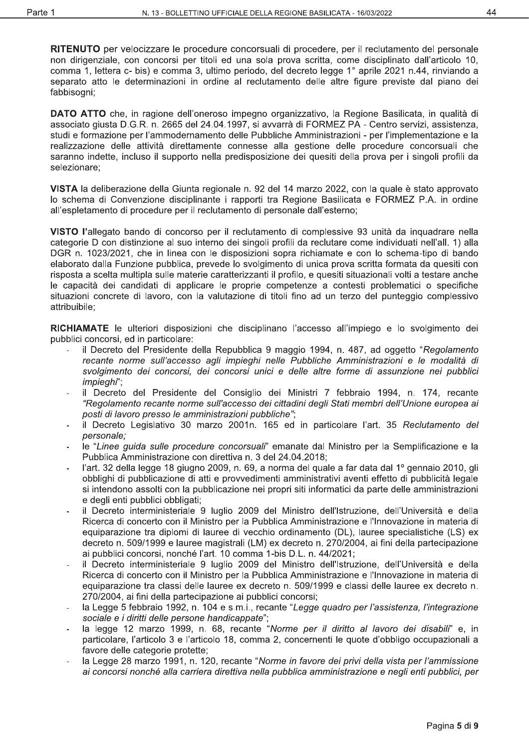**RITENUTO** per velocizzare le procedure concorsuali di procedere, per il reclutamento del personale non dirigenziale, con concorsi per titoli ed una sola prova scritta, come disciplinato dall'articolo 10, comma 1, lettera c- bis) e comma 3, ultimo periodo, del decreto legge 1° aprile 2021 n.44, rinviando a separato atto le determinazioni in ordine al reclutamento delle altre figure previste dal piano dei fabbisogni;

**DATO ATTO** che, in ragione dell'oneroso impegno organizzativo, la Regione Basilicata, in qualità di associato giusta D.G.R. n. 2665 del 24.04.1997, si avvarrà di FORMEZ PA - Centro servizi, assistenza, studi e formazione per l'ammodernamento delle Pubbliche Amministrazioni - per l'implementazione e la realizzazione delle attività direttamente connesse alla gestione delle procedure concorsuali che saranno indette, incluso il supporto nella predisposizione dei quesiti della prova per i singoli profili da selezionare;

**VISTA** la deliberazione della Giunta regionale n. 92 del 14 marzo 2022, con la quale è stato approvato lo schema di Convenzione disciplinante i rapporti tra Regione Basilicata e FORMEZ P.A. in ordine all'espletamento di procedure per il reclutamento di personale dall'esterno;

**VISTO** l'allegato bando di concorso per il reclutamento di complessive 93 unità da inquadrare nella categorie D con distinzione al suo interno dei singoli profili da reclutare come individuati nell'all. 1) alla DGR n. 1023/2021, che in linea con le disposizioni sopra richiamate e con lo schema-tipo di bando elaborato dalla Funzione pubblica, prevede lo svolgimento di unica prova scritta formata da quesiti con risposta a scelta multipla sulle materie caratterizzanti il profilo, e quesiti situazionali volti a testare anche le capacità dei candidati di applicare le proprie competenze a contesti problematici o specifiche situazioni concrete di lavoro, con la valutazione di titoli fino ad un terzo del punteggio complessivo attribuibile;

**RICHIAMATE** le ulteriori disposizioni che disciplinano l'accesso all'impiego e lo svolgimento dei pubblici concorsi, ed in particolare:

- il Decreto del Presidente della Repubblica 9 maggio 1994, n. 487, ad oggetto "*Regolamento recante norme sull'accesso agli impieghi nelle Pubbliche Amministrazioni e le modalità di svolgimento dei concorsi, dei concorsi unici e delle altre forme di assunzione nei pubblici impieghi*";
- il Decreto del Presidente del Consiglio dei Ministri 7 febbraio 1994, n. 174, recante *"Regolamento recante norme sull'accesso dei cittadini degli Stati membri dell'Unione europea ai posti di lavoro presso le amministrazioni pubbliche"*;
- il Decreto Legislativo 30 marzo 2001n. 165 ed in particolare l'art. 35 *Reclutamento del personale;*
- le "*Linee guida sulle procedure concorsuali*" emanate dal Ministro per la Semplificazione e la Pubblica Amministrazione con direttiva n. 3 del 24.04.2018;
- l'art. 32 della legge 18 giugno 2009, n. 69, a norma del quale a far data dal 1º gennaio 2010, gli obblighi di pubblicazione di atti e provvedimenti amministrativi aventi effetto di pubblicità legale si intendono assolti con la pubblicazione nei propri siti informatici da parte delle amministrazioni e degli enti pubblici obbligati;
- il Decreto interministeriale 9 luglio 2009 del Ministro dell'Istruzione, dell'Università e della Ricerca di concerto con il Ministro per la Pubblica Amministrazione e l'Innovazione in materia di equiparazione tra diplomi di lauree di vecchio ordinamento (DL), lauree specialistiche (LS) ex decreto n. 509/1999 e lauree magistrali (LM) ex decreto n. 270/2004, ai fini della partecipazione ai pubblici concorsi, nonché l'art. 10 comma 1-bis D.L. n. 44/2021;
- il Decreto interministeriale 9 luglio 2009 del Ministro dell'Istruzione, dell'Università e della Ricerca di concerto con il Ministro per la Pubblica Amministrazione e l'Innovazione in materia di equiparazione tra classi delle lauree ex decreto n. 509/1999 e classi delle lauree ex decreto n. 270/2004, ai fini della partecipazione ai pubblici concorsi;
- la Legge 5 febbraio 1992, n. 104 e s.m.i., recante "*Legge quadro per l'assistenza, l'integrazione sociale e i diritti delle persone handicappate*";
- la legge 12 marzo 1999, n. 68, recante "*Norme per il diritto al lavoro dei disabili*" e, in particolare, l'articolo 3 e l'articolo 18, comma 2, concernenti le quote d'obbligo occupazionali a favore delle categorie protette;
- la Legge 28 marzo 1991, n. 120, recante "*Norme in favore dei privi della vista per l'ammissione ai concorsi nonché alla carriera direttiva nella pubblica amministrazione e negli enti pubblici, per*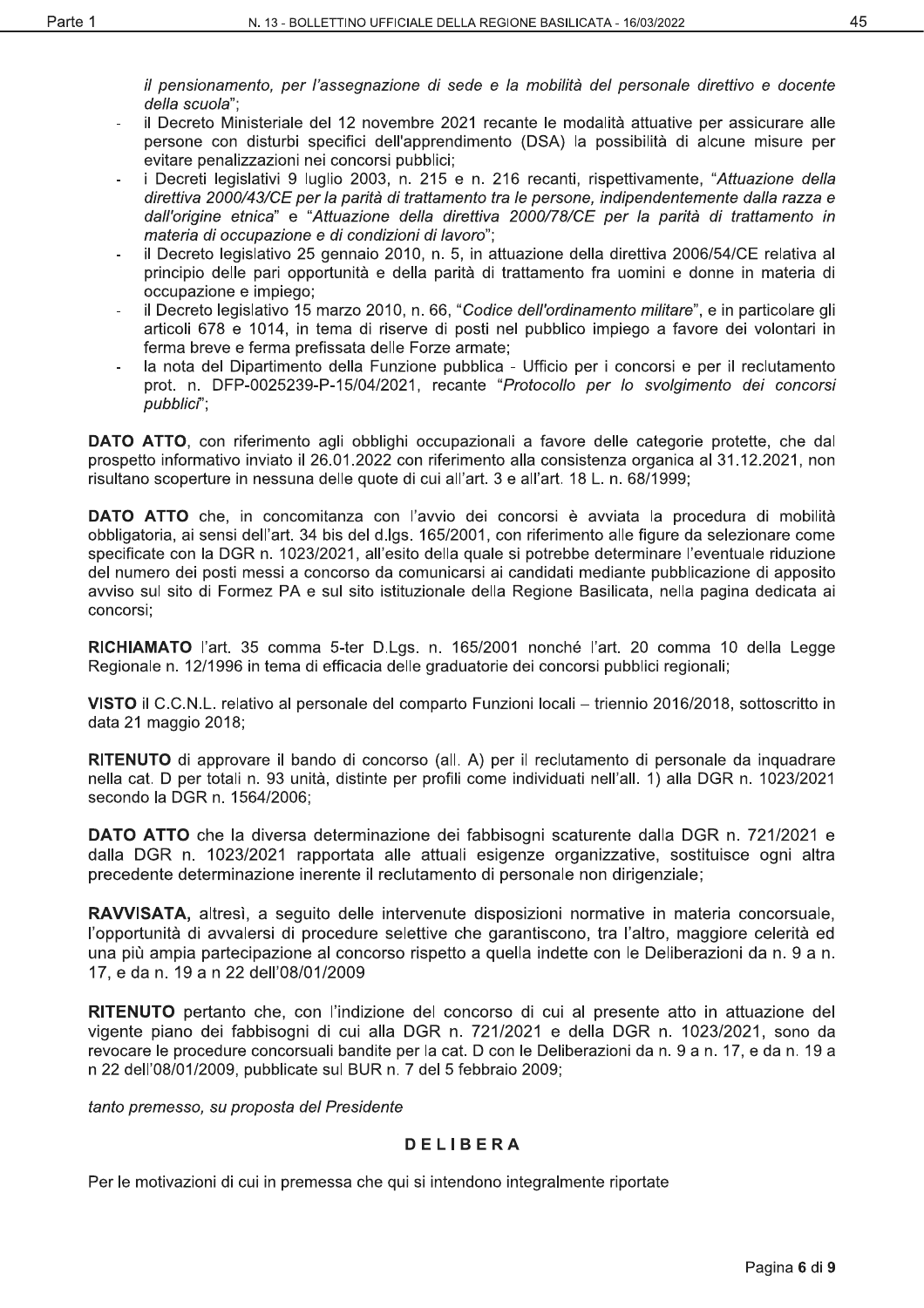*il pensionamento, per l'assegnazione di sede e la mobilità del personale direttivo e docente della scuola*";

- il Decreto Ministeriale del 12 novembre 2021 recante le modalità attuative per assicurare alle persone con disturbi specifici dell'apprendimento (DSA) la possibilità di alcune misure per evitare penalizzazioni nei concorsi pubblici;
- i Decreti legislativi 9 luglio 2003, n. 215 e n. 216 recanti, rispettivamente, "*Attuazione della direttiva 2000/43/CE per la parità di trattamento tra le persone, indipendentemente dalla razza e dall'origine etnica*" e "*Attuazione della direttiva 2000/78/CE per la parità di trattamento in materia di occupazione e di condizioni di lavoro*";
- il Decreto legislativo 25 gennaio 2010, n. 5, in attuazione della direttiva 2006/54/CE relativa al principio delle pari opportunità e della parità di trattamento fra uomini e donne in materia di occupazione e impiego;
- il Decreto legislativo 15 marzo 2010, n. 66, "*Codice dell'ordinamento militare*", e in particolare gli articoli 678 e 1014, in tema di riserve di posti nel pubblico impiego a favore dei volontari in ferma breve e ferma prefissata delle Forze armate;
- la nota del Dipartimento della Funzione pubblica - Ufficio per i concorsi e per il reclutamento prot. n. DFP-0025239-P-15/04/2021, recante "*Protocollo per lo svolgimento dei concorsi pubblici*";

**DATO ATTO**, con riferimento agli obblighi occupazionali a favore delle categorie protette, che dal prospetto informativo inviato il 26.01.2022 con riferimento alla consistenza organica al 31.12.2021, non risultano scoperture in nessuna delle quote di cui all'art. 3 e all'art. 18 L. n. 68/1999;

**DATO ATTO** che, in concomitanza con l'avvio dei concorsi è avviata la procedura di mobilità obbligatoria, ai sensi dell'art. 34 bis del d.lgs. 165/2001, con riferimento alle figure da selezionare come specificate con la DGR n. 1023/2021, all'esito della quale si potrebbe determinare l'eventuale riduzione del numero dei posti messi a concorso da comunicarsi ai candidati mediante pubblicazione di apposito avviso sul sito di Formez PA e sul sito istituzionale della Regione Basilicata, nella pagina dedicata ai concorsi;

**RICHIAMATO** l'art. 35 comma 5-ter D.Lgs. n. 165/2001 nonché l'art. 20 comma 10 della Legge Regionale n. 12/1996 in tema di efficacia delle graduatorie dei concorsi pubblici regionali;

**VISTO** il C.C.N.L. relativo al personale del comparto Funzioni locali – triennio 2016/2018, sottoscritto in data 21 maggio 2018;

**RITENUTO** di approvare il bando di concorso (all. A) per il reclutamento di personale da inquadrare nella cat. D per totali n. 93 unità, distinte per profili come individuati nell'all. 1) alla DGR n. 1023/2021 secondo la DGR n. 1564/2006;

**DATO ATTO** che la diversa determinazione dei fabbisogni scaturente dalla DGR n. 721/2021 e dalla DGR n. 1023/2021 rapportata alle attuali esigenze organizzative, sostituisce ogni altra precedente determinazione inerente il reclutamento di personale non dirigenziale;

**RAVVISATA,** altresì, a seguito delle intervenute disposizioni normative in materia concorsuale, l'opportunità di avvalersi di procedure selettive che garantiscono, tra l'altro, maggiore celerità ed una più ampia partecipazione al concorso rispetto a quella indette con le Deliberazioni da n. 9 a n. 17, e da n. 19 a n 22 dell'08/01/2009

**RITENUTO** pertanto che, con l'indizione del concorso di cui al presente atto in attuazione del vigente piano dei fabbisogni di cui alla DGR n. 721/2021 e della DGR n. 1023/2021, sono da revocare le procedure concorsuali bandite per la cat. D con le Deliberazioni da n. 9 a n. 17, e da n. 19 a n 22 dell'08/01/2009, pubblicate sul BUR n. 7 del 5 febbraio 2009;

*tanto premesso, su proposta del Presidente*

## DELIBERA

Per le motivazioni di cui in premessa che qui si intendono integralmente riportate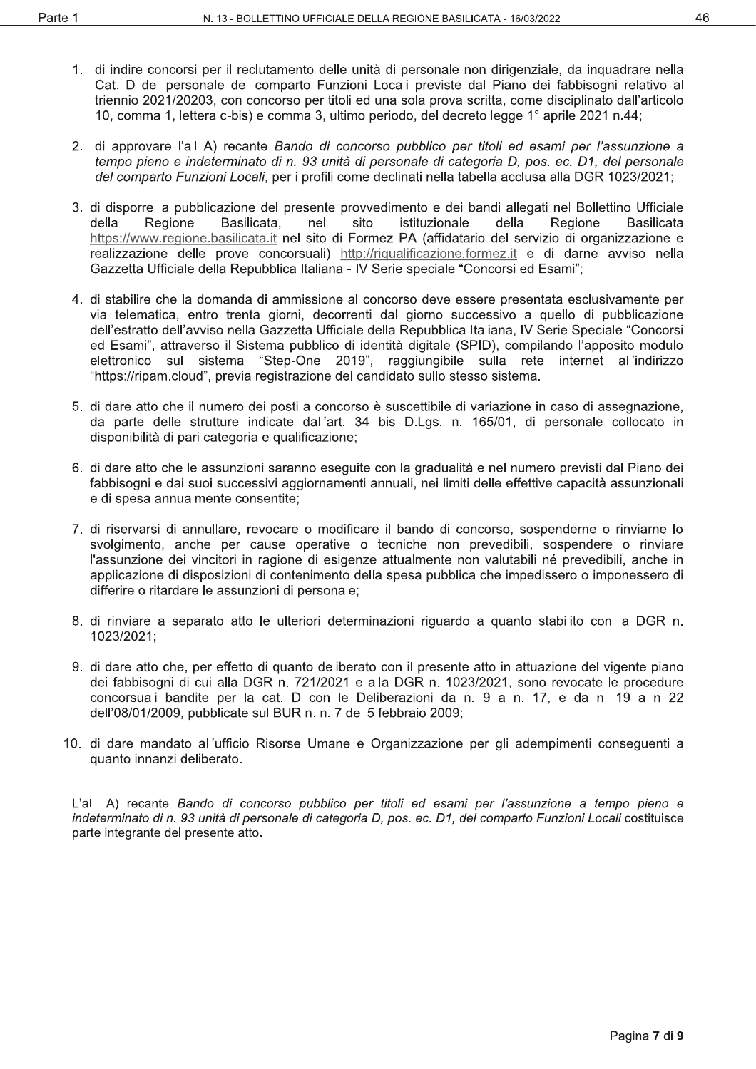1. di indire concorsi per il reclutamento delle unità di personale non dirigenziale, da inquadrare nella Cat. D del personale del comparto Funzioni Locali previste dal Piano dei fabbisogni relativo al triennio 2021/20203, con concorso per titoli ed una sola prova scritta, come disciplinato dall'articolo 10, comma 1, lettera c-bis) e comma 3, ultimo periodo, del decreto legge 1° aprile 2021 n.44;

2. di approvare l'all A) recante *Bando di concorso pubblico per titoli ed esami per l'assunzione a tempo pieno e indeterminato di n. 93 unità di personale di categoria D, pos. ec. D1, del personale del comparto Funzioni Locali*, per i profili come declinati nella tabella acclusa alla DGR 1023/2021;

3. di disporre la pubblicazione del presente provvedimento e dei bandi allegati nel Bollettino Ufficiale della Regione Basilicata, nel sito istituzionale della Regione Basilicata https://www.regione.basilicata.it nel sito di Formez PA (affidatario del servizio di organizzazione e realizzazione delle prove concorsuali) http://riqualificazione.formez.it e di darne avviso nella Gazzetta Ufficiale della Repubblica Italiana - IV Serie speciale "Concorsi ed Esami";

4. di stabilire che la domanda di ammissione al concorso deve essere presentata esclusivamente per via telematica, entro trenta giorni, decorrenti dal giorno successivo a quello di pubblicazione dell'estratto dell'avviso nella Gazzetta Ufficiale della Repubblica Italiana, IV Serie Speciale "Concorsi ed Esami", attraverso il Sistema pubblico di identità digitale (SPID), compilando l'apposito modulo elettronico sul sistema "Step-One 2019", raggiungibile sulla rete internet all'indirizzo "https://ripam.cloud", previa registrazione del candidato sullo stesso sistema.

5. di dare atto che il numero dei posti a concorso è suscettibile di variazione in caso di assegnazione, da parte delle strutture indicate dall'art. 34 bis D.Lgs. n. 165/01, di personale collocato in disponibilità di pari categoria e qualificazione;

6. di dare atto che le assunzioni saranno eseguite con la gradualità e nel numero previsti dal Piano dei fabbisogni e dai suoi successivi aggiornamenti annuali, nei limiti delle effettive capacità assunzionali e di spesa annualmente consentite;

7. di riservarsi di annullare, revocare o modificare il bando di concorso, sospenderne o rinviarne lo svolgimento, anche per cause operative o tecniche non prevedibili, sospendere o rinviare l'assunzione dei vincitori in ragione di esigenze attualmente non valutabili né prevedibili, anche in applicazione di disposizioni di contenimento della spesa pubblica che impedissero o imponessero di differire o ritardare le assunzioni di personale;

8. di rinviare a separato atto le ulteriori determinazioni riguardo a quanto stabilito con la DGR n. 1023/2021;

9. di dare atto che, per effetto di quanto deliberato con il presente atto in attuazione del vigente piano dei fabbisogni di cui alla DGR n. 721/2021 e alla DGR n. 1023/2021, sono revocate le procedure concorsuali bandite per la cat. D con le Deliberazioni da n. 9 a n. 17, e da n. 19 a n 22 dell'08/01/2009, pubblicate sul BUR n. n. 7 del 5 febbraio 2009;

10. di dare mandato all'ufficio Risorse Umane e Organizzazione per gli adempimenti conseguenti a quanto innanzi deliberato.

L'all. A) recante *Bando di concorso pubblico per titoli ed esami per l'assunzione a tempo pieno e indeterminato di n. 93 unità di personale di categoria D, pos. ec. D1, del comparto Funzioni Locali* costituisce parte integrante del presente atto.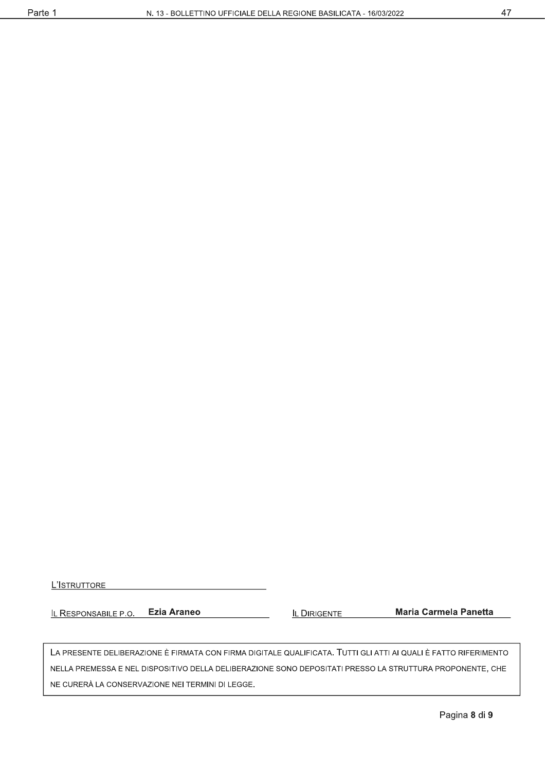L'ISTRUTTORE ______________________________

IL RESPONSABILE P.O. **Ezia Araneo** IL DIRIGENTE **Maria Carmela Panetta**

LA PRESENTE DELIBERAZIONE È FIRMATA CON FIRMA DIGITALE QUALIFICATA. TUTTI GLI ATTI AI QUALI È FATTO RIFERIMENTO NELLA PREMESSA E NEL DISPOSITIVO DELLA DELIBERAZIONE SONO DEPOSITATI PRESSO LA STRUTTURA PROPONENTE, CHE NE CURERÀ LA CONSERVAZIONE NEI TERMINI DI LEGGE.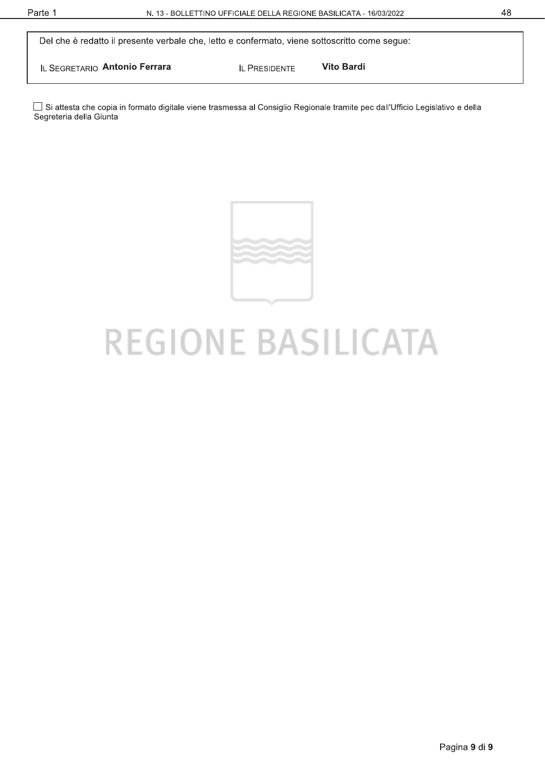Del che è redatto il presente verbale che, letto e confermato, viene sottoscritto come segue:

| IL SEGRETARIO **Antonio Ferrara** | IL PRESIDENTE **Vito Bardi** |
|---|---|

☐ Si attesta che copia in formato digitale viene trasmessa al Consiglio Regionale tramite pec dall'Ufficio Legislativo e della Segreteria della Giunta

REGIONE BASILICATA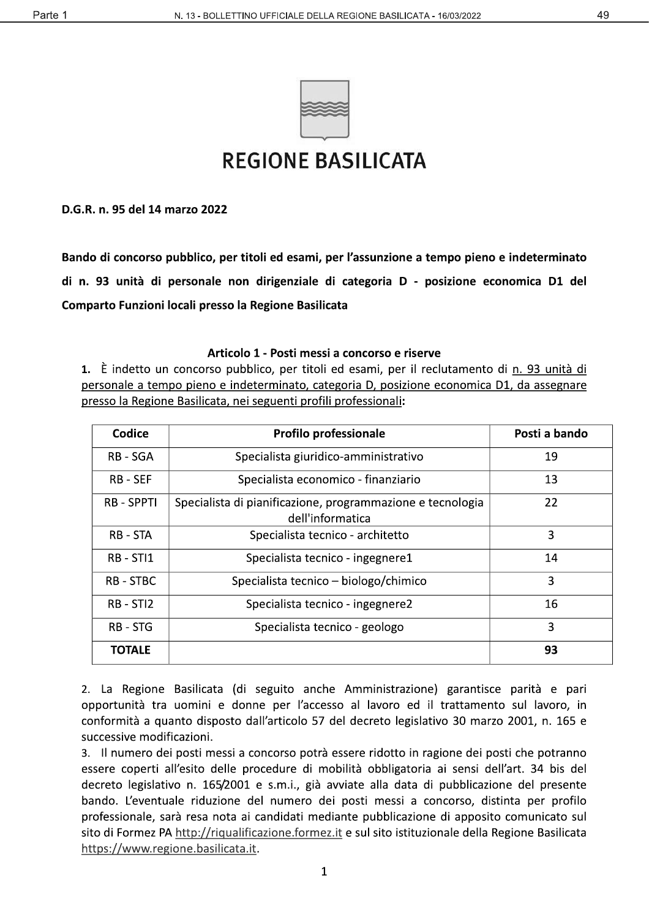# REGIONE BASILICATA

**D.G.R. n. 95 del 14 marzo 2022**

**Bando di concorso pubblico, per titoli ed esami, per l'assunzione a tempo pieno e indeterminato di n. 93 unità di personale non dirigenziale di categoria D - posizione economica D1 del Comparto Funzioni locali presso la Regione Basilicata**

### Articolo 1 - Posti messi a concorso e riserve

**1.** È indetto un concorso pubblico, per titoli ed esami, per il reclutamento di n. 93 unità di personale a tempo pieno e indeterminato, categoria D, posizione economica D1, da assegnare presso la Regione Basilicata, nei seguenti profili professionali**:**

| Codice | Profilo professionale | Posti a bando |
|---|---|---|
| RB - SGA | Specialista giuridico-amministrativo | 19 |
| RB - SEF | Specialista economico - finanziario | 13 |
| RB - SPPTI | Specialista di pianificazione, programmazione e tecnologia dell'informatica | 22 |
| RB - STA | Specialista tecnico - architetto | 3 |
| RB - STI1 | Specialista tecnico - ingegnere1 | 14 |
| RB - STBC | Specialista tecnico – biologo/chimico | 3 |
| RB - STI2 | Specialista tecnico - ingegnere2 | 16 |
| RB - STG | Specialista tecnico - geologo | 3 |
| **TOTALE** | | **93** |

2. La Regione Basilicata (di seguito anche Amministrazione) garantisce parità e pari opportunità tra uomini e donne per l'accesso al lavoro ed il trattamento sul lavoro, in conformità a quanto disposto dall'articolo 57 del decreto legislativo 30 marzo 2001, n. 165 e successive modificazioni.

3. Il numero dei posti messi a concorso potrà essere ridotto in ragione dei posti che potranno essere coperti all'esito delle procedure di mobilità obbligatoria ai sensi dell'art. 34 bis del decreto legislativo n. 165/2001 e s.m.i., già avviate alla data di pubblicazione del presente bando. L'eventuale riduzione del numero dei posti messi a concorso, distinta per profilo professionale, sarà resa nota ai candidati mediante pubblicazione di apposito comunicato sul sito di Formez PA http://riqualificazione.formez.it e sul sito istituzionale della Regione Basilicata https://www.regione.basilicata.it.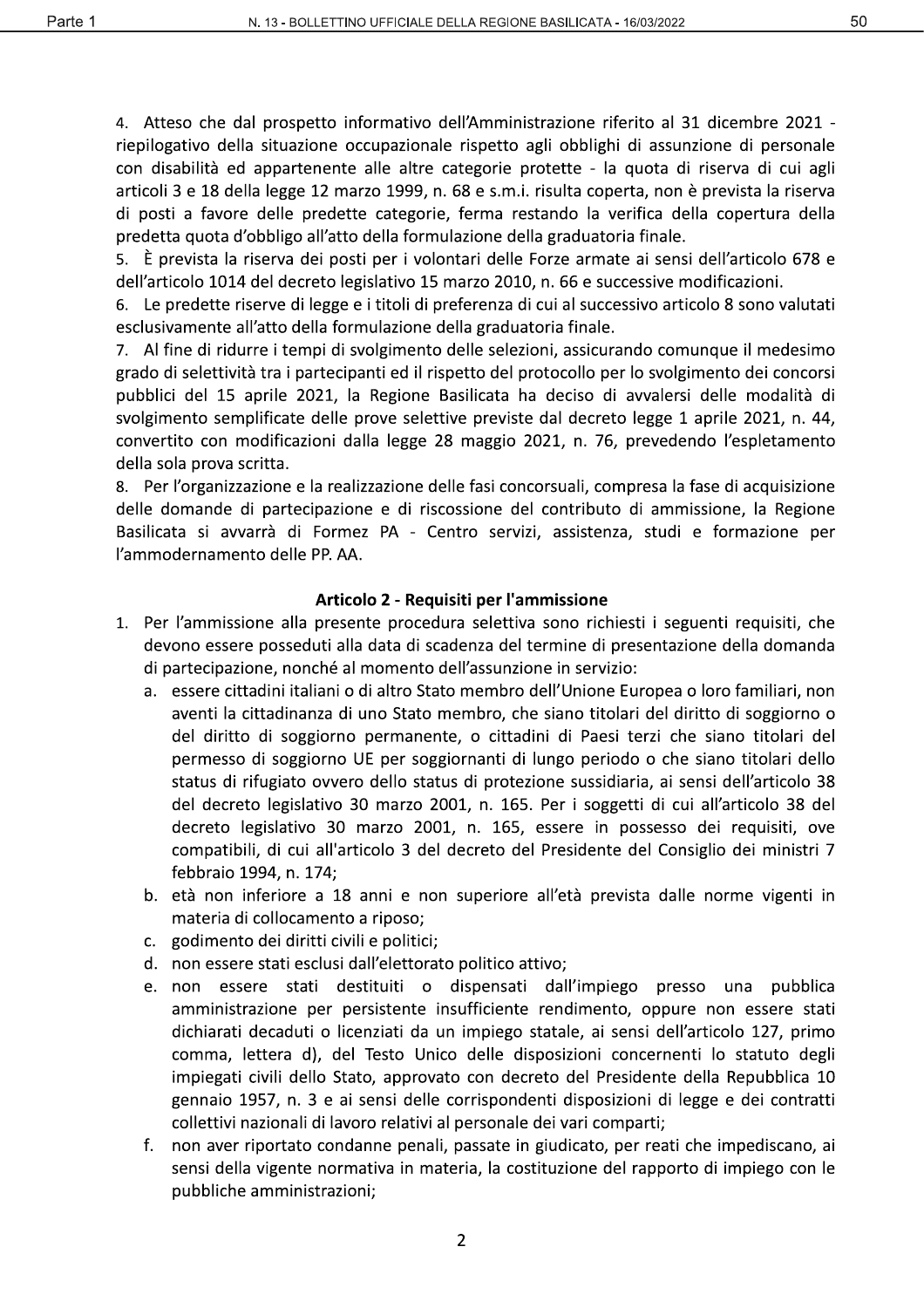4. Atteso che dal prospetto informativo dell'Amministrazione riferito al 31 dicembre 2021 - riepilogativo della situazione occupazionale rispetto agli obblighi di assunzione di personale con disabilità ed appartenente alle altre categorie protette - la quota di riserva di cui agli articoli 3 e 18 della legge 12 marzo 1999, n. 68 e s.m.i. risulta coperta, non è prevista la riserva di posti a favore delle predette categorie, ferma restando la verifica della copertura della predetta quota d'obbligo all'atto della formulazione della graduatoria finale.

5. È prevista la riserva dei posti per i volontari delle Forze armate ai sensi dell'articolo 678 e dell'articolo 1014 del decreto legislativo 15 marzo 2010, n. 66 e successive modificazioni.

6. Le predette riserve di legge e i titoli di preferenza di cui al successivo articolo 8 sono valutati esclusivamente all'atto della formulazione della graduatoria finale.

7. Al fine di ridurre i tempi di svolgimento delle selezioni, assicurando comunque il medesimo grado di selettività tra i partecipanti ed il rispetto del protocollo per lo svolgimento dei concorsi pubblici del 15 aprile 2021, la Regione Basilicata ha deciso di avvalersi delle modalità di svolgimento semplificate delle prove selettive previste dal decreto legge 1 aprile 2021, n. 44, convertito con modificazioni dalla legge 28 maggio 2021, n. 76, prevedendo l'espletamento della sola prova scritta.

8. Per l'organizzazione e la realizzazione delle fasi concorsuali, compresa la fase di acquisizione delle domande di partecipazione e di riscossione del contributo di ammissione, la Regione Basilicata si avvarrà di Formez PA - Centro servizi, assistenza, studi e formazione per l'ammodernamento delle PP. AA.

### Articolo 2 - Requisiti per l'ammissione

1. Per l'ammissione alla presente procedura selettiva sono richiesti i seguenti requisiti, che devono essere posseduti alla data di scadenza del termine di presentazione della domanda di partecipazione, nonché al momento dell'assunzione in servizio:
   a. essere cittadini italiani o di altro Stato membro dell'Unione Europea o loro familiari, non aventi la cittadinanza di uno Stato membro, che siano titolari del diritto di soggiorno o del diritto di soggiorno permanente, o cittadini di Paesi terzi che siano titolari del permesso di soggiorno UE per soggiornanti di lungo periodo o che siano titolari dello status di rifugiato ovvero dello status di protezione sussidiaria, ai sensi dell'articolo 38 del decreto legislativo 30 marzo 2001, n. 165. Per i soggetti di cui all'articolo 38 del decreto legislativo 30 marzo 2001, n. 165, essere in possesso dei requisiti, ove compatibili, di cui all'articolo 3 del decreto del Presidente del Consiglio dei ministri 7 febbraio 1994, n. 174;
   b. età non inferiore a 18 anni e non superiore all'età prevista dalle norme vigenti in materia di collocamento a riposo;
   c. godimento dei diritti civili e politici;
   d. non essere stati esclusi dall'elettorato politico attivo;
   e. non essere stati destituiti o dispensati dall'impiego presso una pubblica amministrazione per persistente insufficiente rendimento, oppure non essere stati dichiarati decaduti o licenziati da un impiego statale, ai sensi dell'articolo 127, primo comma, lettera d), del Testo Unico delle disposizioni concernenti lo statuto degli impiegati civili dello Stato, approvato con decreto del Presidente della Repubblica 10 gennaio 1957, n. 3 e ai sensi delle corrispondenti disposizioni di legge e dei contratti collettivi nazionali di lavoro relativi al personale dei vari comparti;
   f. non aver riportato condanne penali, passate in giudicato, per reati che impediscano, ai sensi della vigente normativa in materia, la costituzione del rapporto di impiego con le pubbliche amministrazioni;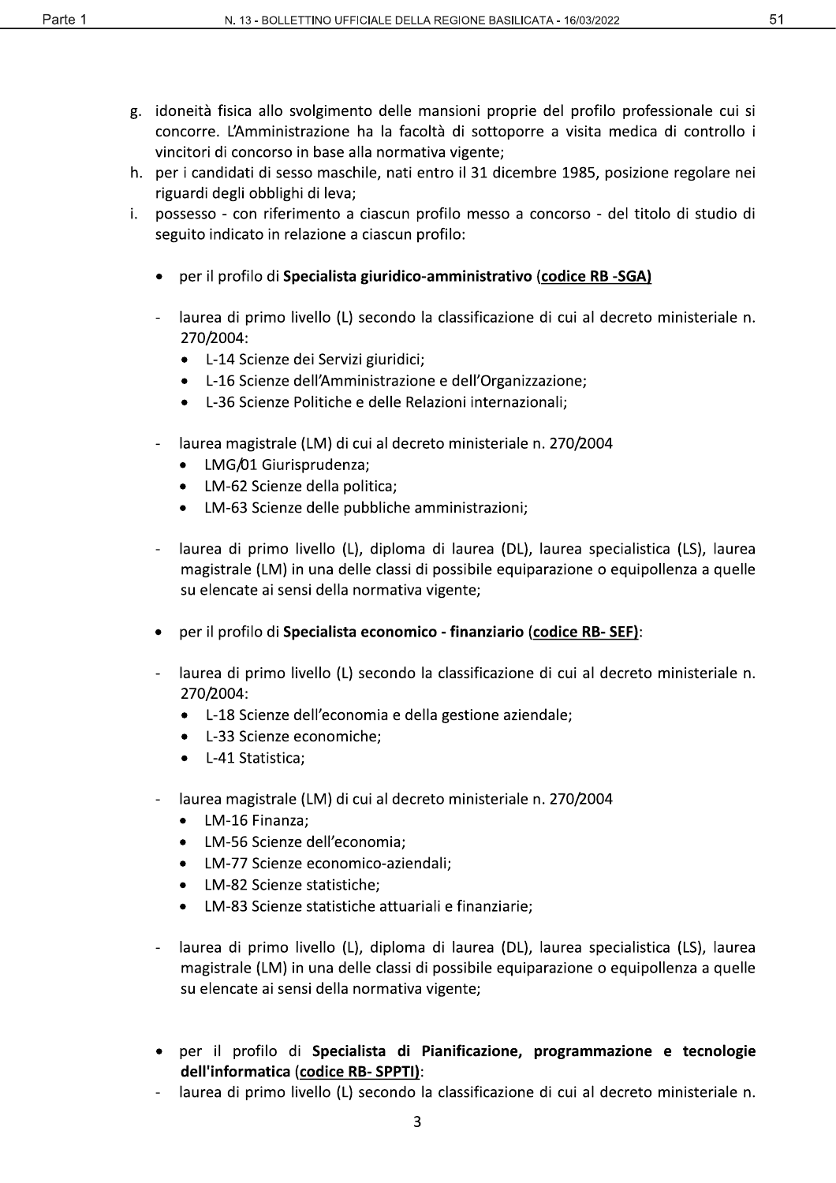g. idoneità fisica allo svolgimento delle mansioni proprie del profilo professionale cui si concorre. L'Amministrazione ha la facoltà di sottoporre a visita medica di controllo i vincitori di concorso in base alla normativa vigente;

h. per i candidati di sesso maschile, nati entro il 31 dicembre 1985, posizione regolare nei riguardi degli obblighi di leva;

i. possesso - con riferimento a ciascun profilo messo a concorso - del titolo di studio di seguito indicato in relazione a ciascun profilo:

- per il profilo di **Specialista giuridico-amministrativo** (**codice RB -SGA)**

- laurea di primo livello (L) secondo la classificazione di cui al decreto ministeriale n. 270/2004:
  - L-14 Scienze dei Servizi giuridici;
  - L-16 Scienze dell'Amministrazione e dell'Organizzazione;
  - L-36 Scienze Politiche e delle Relazioni internazionali;

- laurea magistrale (LM) di cui al decreto ministeriale n. 270/2004
  - LMG/01 Giurisprudenza;
  - LM-62 Scienze della politica;
  - LM-63 Scienze delle pubbliche amministrazioni;

- laurea di primo livello (L), diploma di laurea (DL), laurea specialistica (LS), laurea magistrale (LM) in una delle classi di possibile equiparazione o equipollenza a quelle su elencate ai sensi della normativa vigente;

- per il profilo di **Specialista economico - finanziario** (**codice RB- SEF)**:

- laurea di primo livello (L) secondo la classificazione di cui al decreto ministeriale n. 270/2004:
  - L-18 Scienze dell'economia e della gestione aziendale;
  - L-33 Scienze economiche;
  - L-41 Statistica;

- laurea magistrale (LM) di cui al decreto ministeriale n. 270/2004
  - LM-16 Finanza;
  - LM-56 Scienze dell'economia;
  - LM-77 Scienze economico-aziendali;
  - LM-82 Scienze statistiche;
  - LM-83 Scienze statistiche attuariali e finanziarie;

- laurea di primo livello (L), diploma di laurea (DL), laurea specialistica (LS), laurea magistrale (LM) in una delle classi di possibile equiparazione o equipollenza a quelle su elencate ai sensi della normativa vigente;

- per il profilo di **Specialista di Pianificazione, programmazione e tecnologie dell'informatica** (**codice RB- SPPTI)**:

- laurea di primo livello (L) secondo la classificazione di cui al decreto ministeriale n.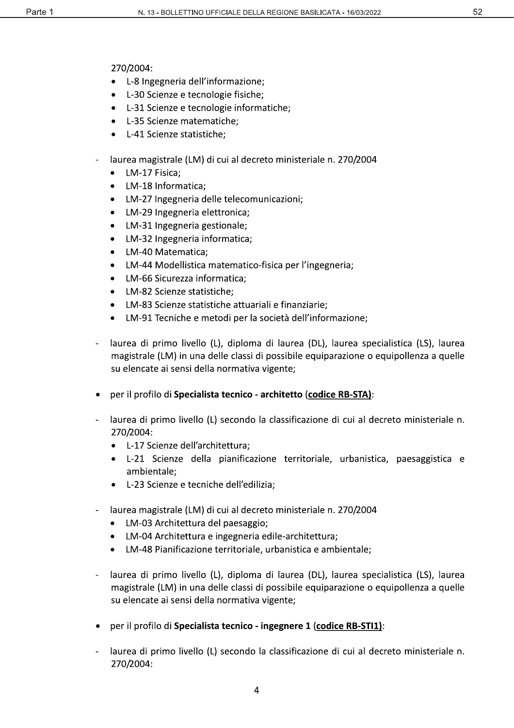270/2004:

- L-8 Ingegneria dell'informazione;
- L-30 Scienze e tecnologie fisiche;
- L-31 Scienze e tecnologie informatiche;
- L-35 Scienze matematiche;
- L-41 Scienze statistiche;

- laurea magistrale (LM) di cui al decreto ministeriale n. 270/2004
  - LM-17 Fisica;
  - LM-18 Informatica;
  - LM-27 Ingegneria delle telecomunicazioni;
  - LM-29 Ingegneria elettronica;
  - LM-31 Ingegneria gestionale;
  - LM-32 Ingegneria informatica;
  - LM-40 Matematica;
  - LM-44 Modellistica matematico-fisica per l'ingegneria;
  - LM-66 Sicurezza informatica;
  - LM-82 Scienze statistiche;
  - LM-83 Scienze statistiche attuariali e finanziarie;
  - LM-91 Tecniche e metodi per la società dell'informazione;

- laurea di primo livello (L), diploma di laurea (DL), laurea specialistica (LS), laurea magistrale (LM) in una delle classi di possibile equiparazione o equipollenza a quelle su elencate ai sensi della normativa vigente;

- per il profilo di **Specialista tecnico - architetto** (**codice RB-STA)**:

- laurea di primo livello (L) secondo la classificazione di cui al decreto ministeriale n. 270/2004:
  - L-17 Scienze dell'architettura;
  - L-21 Scienze della pianificazione territoriale, urbanistica, paesaggistica e ambientale;
  - L-23 Scienze e tecniche dell'edilizia;

- laurea magistrale (LM) di cui al decreto ministeriale n. 270/2004
  - LM-03 Architettura del paesaggio;
  - LM-04 Architettura e ingegneria edile-architettura;
  - LM-48 Pianificazione territoriale, urbanistica e ambientale;

- laurea di primo livello (L), diploma di laurea (DL), laurea specialistica (LS), laurea magistrale (LM) in una delle classi di possibile equiparazione o equipollenza a quelle su elencate ai sensi della normativa vigente;

- per il profilo di **Specialista tecnico - ingegnere 1** (**codice RB-STI1)**:

- laurea di primo livello (L) secondo la classificazione di cui al decreto ministeriale n. 270/2004: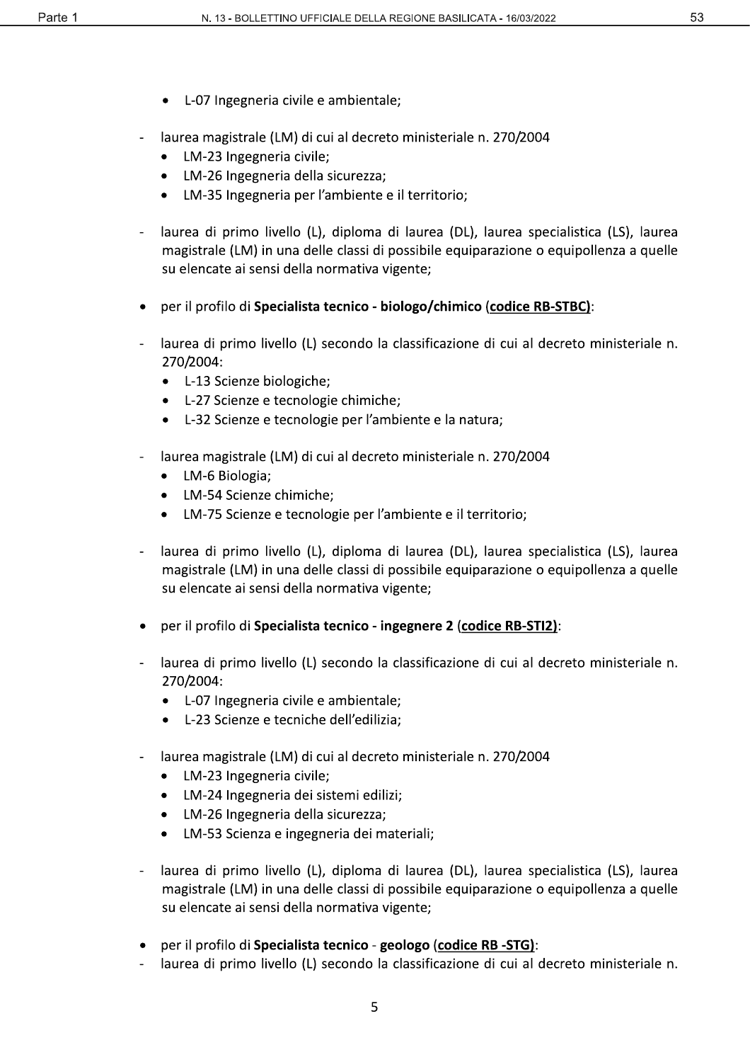- L-07 Ingegneria civile e ambientale;

- laurea magistrale (LM) di cui al decreto ministeriale n. 270/2004
  - LM-23 Ingegneria civile;
  - LM-26 Ingegneria della sicurezza;
  - LM-35 Ingegneria per l'ambiente e il territorio;

- laurea di primo livello (L), diploma di laurea (DL), laurea specialistica (LS), laurea magistrale (LM) in una delle classi di possibile equiparazione o equipollenza a quelle su elencate ai sensi della normativa vigente;

- per il profilo di **Specialista tecnico - biologo/chimico (codice RB-STBC)**:

- laurea di primo livello (L) secondo la classificazione di cui al decreto ministeriale n. 270/2004:
  - L-13 Scienze biologiche;
  - L-27 Scienze e tecnologie chimiche;
  - L-32 Scienze e tecnologie per l'ambiente e la natura;

- laurea magistrale (LM) di cui al decreto ministeriale n. 270/2004
  - LM-6 Biologia;
  - LM-54 Scienze chimiche;
  - LM-75 Scienze e tecnologie per l'ambiente e il territorio;

- laurea di primo livello (L), diploma di laurea (DL), laurea specialistica (LS), laurea magistrale (LM) in una delle classi di possibile equiparazione o equipollenza a quelle su elencate ai sensi della normativa vigente;

- per il profilo di **Specialista tecnico - ingegnere 2 (codice RB-STI2)**:

- laurea di primo livello (L) secondo la classificazione di cui al decreto ministeriale n. 270/2004:
  - L-07 Ingegneria civile e ambientale;
  - L-23 Scienze e tecniche dell'edilizia;

- laurea magistrale (LM) di cui al decreto ministeriale n. 270/2004
  - LM-23 Ingegneria civile;
  - LM-24 Ingegneria dei sistemi edilizi;
  - LM-26 Ingegneria della sicurezza;
  - LM-53 Scienza e ingegneria dei materiali;

- laurea di primo livello (L), diploma di laurea (DL), laurea specialistica (LS), laurea magistrale (LM) in una delle classi di possibile equiparazione o equipollenza a quelle su elencate ai sensi della normativa vigente;

- per il profilo di **Specialista tecnico - geologo (codice RB -STG)**:
- laurea di primo livello (L) secondo la classificazione di cui al decreto ministeriale n.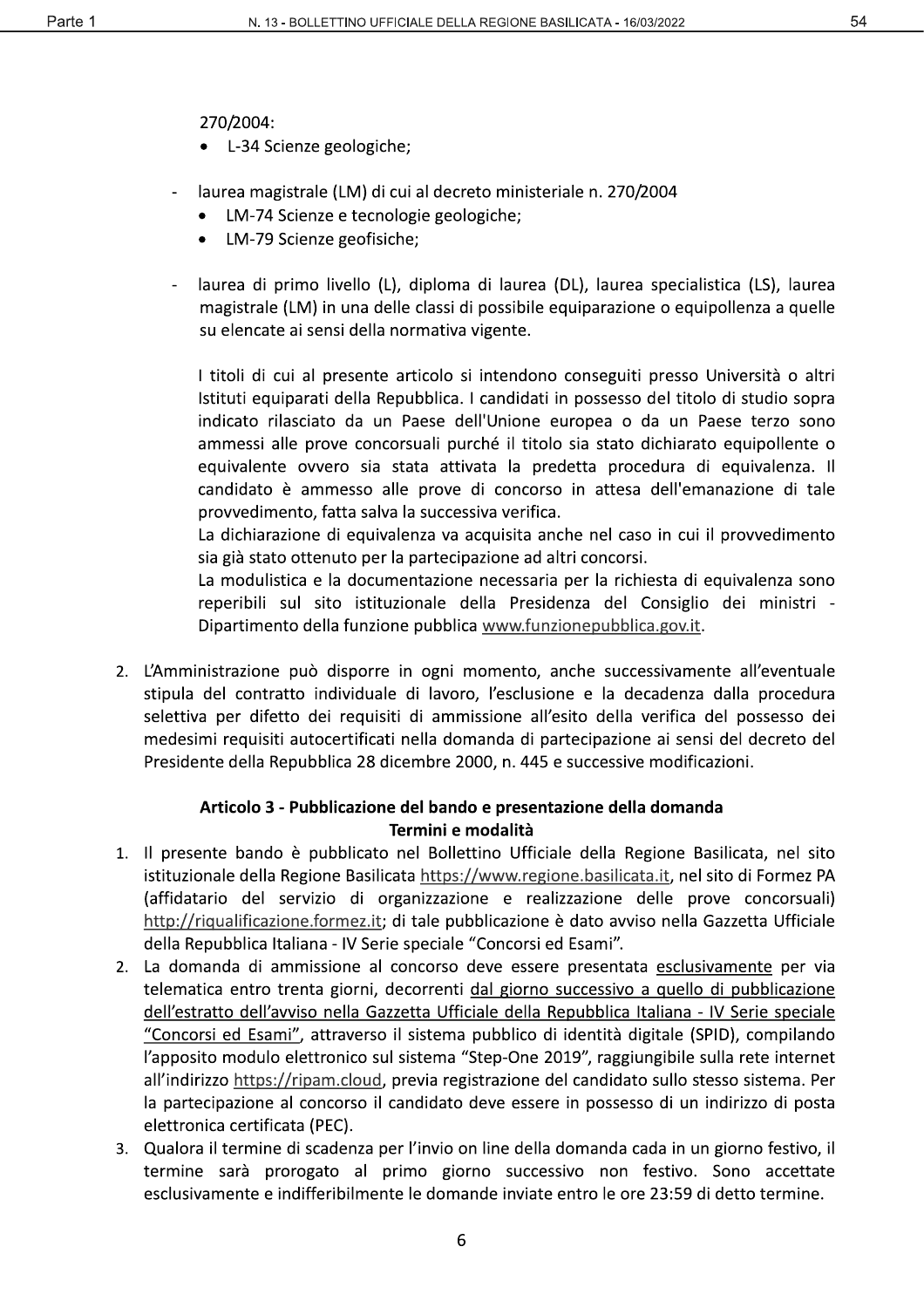270/2004:

- L-34 Scienze geologiche;

- laurea magistrale (LM) di cui al decreto ministeriale n. 270/2004
  - LM-74 Scienze e tecnologie geologiche;
  - LM-79 Scienze geofisiche;

- laurea di primo livello (L), diploma di laurea (DL), laurea specialistica (LS), laurea magistrale (LM) in una delle classi di possibile equiparazione o equipollenza a quelle su elencate ai sensi della normativa vigente.

  I titoli di cui al presente articolo si intendono conseguiti presso Università o altri Istituti equiparati della Repubblica. I candidati in possesso del titolo di studio sopra indicato rilasciato da un Paese dell'Unione europea o da un Paese terzo sono ammessi alle prove concorsuali purché il titolo sia stato dichiarato equipollente o equivalente ovvero sia stata attivata la predetta procedura di equivalenza. Il candidato è ammesso alle prove di concorso in attesa dell'emanazione di tale provvedimento, fatta salva la successiva verifica.

  La dichiarazione di equivalenza va acquisita anche nel caso in cui il provvedimento sia già stato ottenuto per la partecipazione ad altri concorsi.

  La modulistica e la documentazione necessaria per la richiesta di equivalenza sono reperibili sul sito istituzionale della Presidenza del Consiglio dei ministri - Dipartimento della funzione pubblica www.funzionepubblica.gov.it.

2. L'Amministrazione può disporre in ogni momento, anche successivamente all'eventuale stipula del contratto individuale di lavoro, l'esclusione e la decadenza dalla procedura selettiva per difetto dei requisiti di ammissione all'esito della verifica del possesso dei medesimi requisiti autocertificati nella domanda di partecipazione ai sensi del decreto del Presidente della Repubblica 28 dicembre 2000, n. 445 e successive modificazioni.

### Articolo 3 - Pubblicazione del bando e presentazione della domanda Termini e modalità

1. Il presente bando è pubblicato nel Bollettino Ufficiale della Regione Basilicata, nel sito istituzionale della Regione Basilicata https://www.regione.basilicata.it, nel sito di Formez PA (affidatario del servizio di organizzazione e realizzazione delle prove concorsuali) http://riqualificazione.formez.it; di tale pubblicazione è dato avviso nella Gazzetta Ufficiale della Repubblica Italiana - IV Serie speciale "Concorsi ed Esami".
2. La domanda di ammissione al concorso deve essere presentata esclusivamente per via telematica entro trenta giorni, decorrenti dal giorno successivo a quello di pubblicazione dell'estratto dell'avviso nella Gazzetta Ufficiale della Repubblica Italiana - IV Serie speciale "Concorsi ed Esami", attraverso il sistema pubblico di identità digitale (SPID), compilando l'apposito modulo elettronico sul sistema "Step-One 2019", raggiungibile sulla rete internet all'indirizzo https://ripam.cloud, previa registrazione del candidato sullo stesso sistema. Per la partecipazione al concorso il candidato deve essere in possesso di un indirizzo di posta elettronica certificata (PEC).
3. Qualora il termine di scadenza per l'invio on line della domanda cada in un giorno festivo, il termine sarà prorogato al primo giorno successivo non festivo. Sono accettate esclusivamente e indifferibilmente le domande inviate entro le ore 23:59 di detto termine.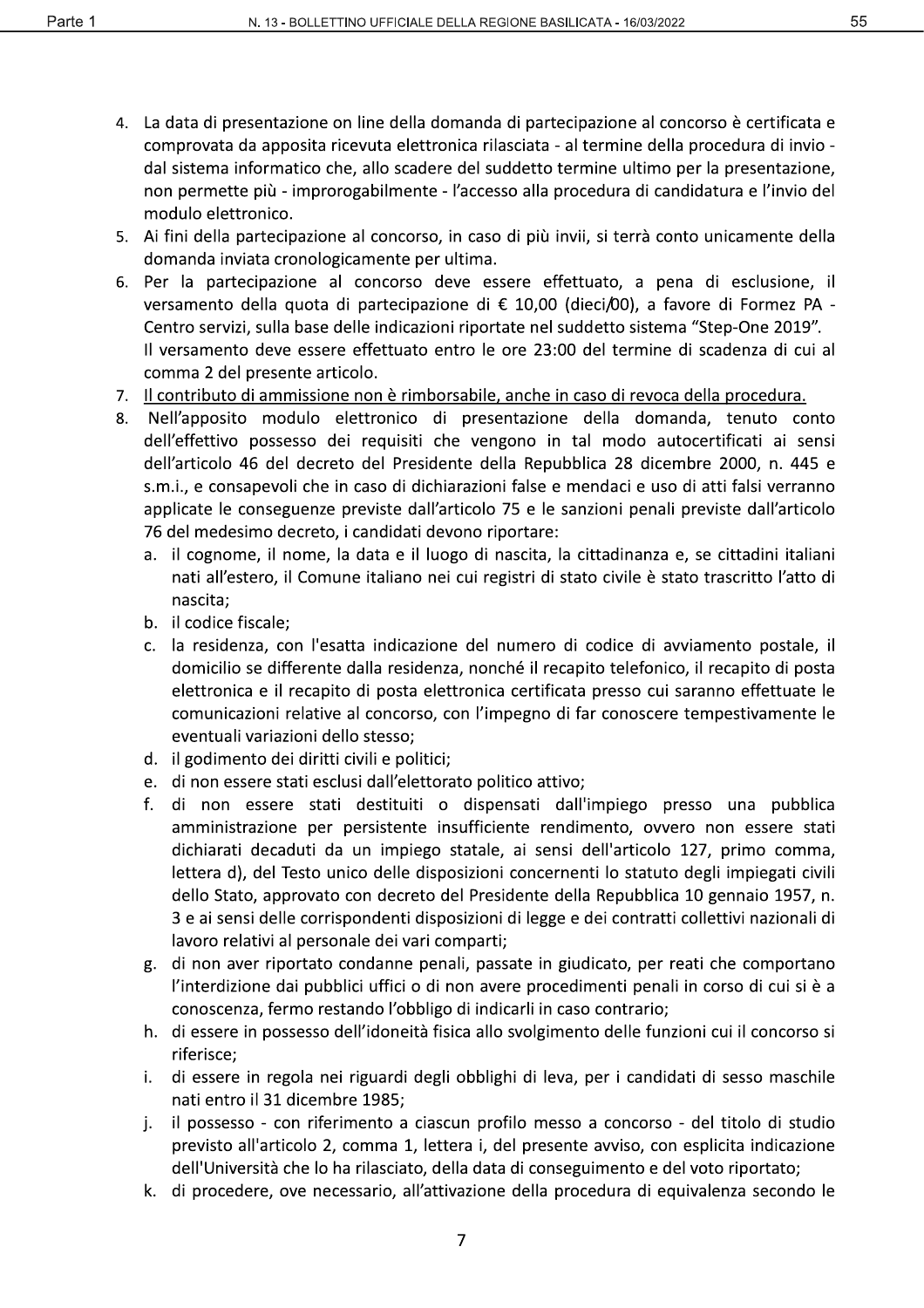4. La data di presentazione on line della domanda di partecipazione al concorso è certificata e comprovata da apposita ricevuta elettronica rilasciata - al termine della procedura di invio - dal sistema informatico che, allo scadere del suddetto termine ultimo per la presentazione, non permette più - improrogabilmente - l'accesso alla procedura di candidatura e l'invio del modulo elettronico.
5. Ai fini della partecipazione al concorso, in caso di più invii, si terrà conto unicamente della domanda inviata cronologicamente per ultima.
6. Per la partecipazione al concorso deve essere effettuato, a pena di esclusione, il versamento della quota di partecipazione di € 10,00 (dieci/00), a favore di Formez PA - Centro servizi, sulla base delle indicazioni riportate nel suddetto sistema "Step-One 2019".
   Il versamento deve essere effettuato entro le ore 23:00 del termine di scadenza di cui al comma 2 del presente articolo.
7. Il contributo di ammissione non è rimborsabile, anche in caso di revoca della procedura.
8. Nell'apposito modulo elettronico di presentazione della domanda, tenuto conto dell'effettivo possesso dei requisiti che vengono in tal modo autocertificati ai sensi dell'articolo 46 del decreto del Presidente della Repubblica 28 dicembre 2000, n. 445 e s.m.i., e consapevoli che in caso di dichiarazioni false e mendaci e uso di atti falsi verranno applicate le conseguenze previste dall'articolo 75 e le sanzioni penali previste dall'articolo 76 del medesimo decreto, i candidati devono riportare:
   a. il cognome, il nome, la data e il luogo di nascita, la cittadinanza e, se cittadini italiani nati all'estero, il Comune italiano nei cui registri di stato civile è stato trascritto l'atto di nascita;
   b. il codice fiscale;
   c. la residenza, con l'esatta indicazione del numero di codice di avviamento postale, il domicilio se differente dalla residenza, nonché il recapito telefonico, il recapito di posta elettronica e il recapito di posta elettronica certificata presso cui saranno effettuate le comunicazioni relative al concorso, con l'impegno di far conoscere tempestivamente le eventuali variazioni dello stesso;
   d. il godimento dei diritti civili e politici;
   e. di non essere stati esclusi dall'elettorato politico attivo;
   f. di non essere stati destituiti o dispensati dall'impiego presso una pubblica amministrazione per persistente insufficiente rendimento, ovvero non essere stati dichiarati decaduti da un impiego statale, ai sensi dell'articolo 127, primo comma, lettera d), del Testo unico delle disposizioni concernenti lo statuto degli impiegati civili dello Stato, approvato con decreto del Presidente della Repubblica 10 gennaio 1957, n. 3 e ai sensi delle corrispondenti disposizioni di legge e dei contratti collettivi nazionali di lavoro relativi al personale dei vari comparti;
   g. di non aver riportato condanne penali, passate in giudicato, per reati che comportano l'interdizione dai pubblici uffici o di non avere procedimenti penali in corso di cui si è a conoscenza, fermo restando l'obbligo di indicarli in caso contrario;
   h. di essere in possesso dell'idoneità fisica allo svolgimento delle funzioni cui il concorso si riferisce;
   i. di essere in regola nei riguardi degli obblighi di leva, per i candidati di sesso maschile nati entro il 31 dicembre 1985;
   j. il possesso - con riferimento a ciascun profilo messo a concorso - del titolo di studio previsto all'articolo 2, comma 1, lettera i, del presente avviso, con esplicita indicazione dell'Università che lo ha rilasciato, della data di conseguimento e del voto riportato;
   k. di procedere, ove necessario, all'attivazione della procedura di equivalenza secondo le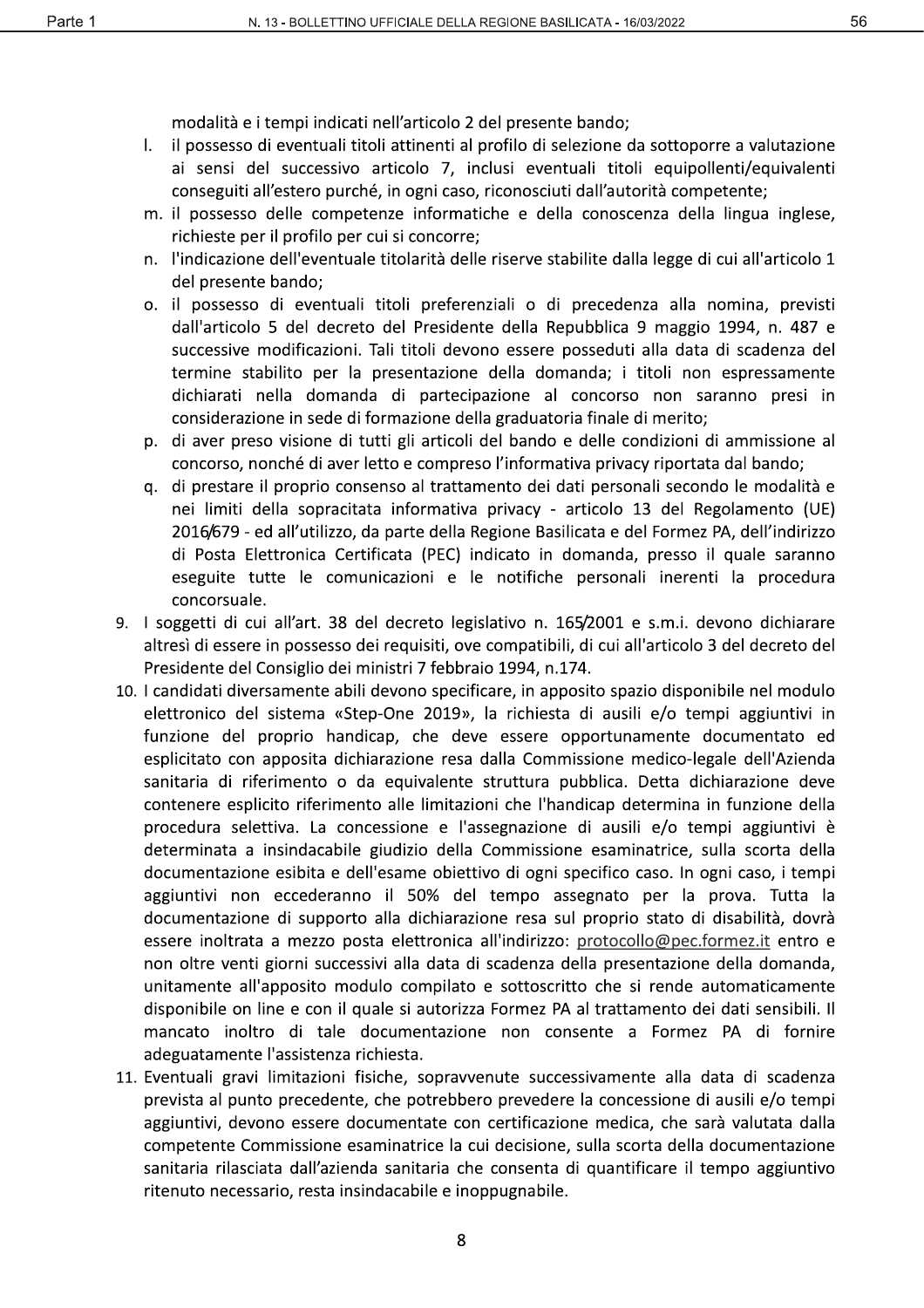modalità e i tempi indicati nell'articolo 2 del presente bando;

l. il possesso di eventuali titoli attinenti al profilo di selezione da sottoporre a valutazione ai sensi del successivo articolo 7, inclusi eventuali titoli equipollenti/equivalenti conseguiti all'estero purché, in ogni caso, riconosciuti dall'autorità competente;
m. il possesso delle competenze informatiche e della conoscenza della lingua inglese, richieste per il profilo per cui si concorre;
n. l'indicazione dell'eventuale titolarità delle riserve stabilite dalla legge di cui all'articolo 1 del presente bando;
o. il possesso di eventuali titoli preferenziali o di precedenza alla nomina, previsti dall'articolo 5 del decreto del Presidente della Repubblica 9 maggio 1994, n. 487 e successive modificazioni. Tali titoli devono essere posseduti alla data di scadenza del termine stabilito per la presentazione della domanda; i titoli non espressamente dichiarati nella domanda di partecipazione al concorso non saranno presi in considerazione in sede di formazione della graduatoria finale di merito;
p. di aver preso visione di tutti gli articoli del bando e delle condizioni di ammissione al concorso, nonché di aver letto e compreso l'informativa privacy riportata dal bando;
q. di prestare il proprio consenso al trattamento dei dati personali secondo le modalità e nei limiti della sopracitata informativa privacy - articolo 13 del Regolamento (UE) 2016/679 - ed all'utilizzo, da parte della Regione Basilicata e del Formez PA, dell'indirizzo di Posta Elettronica Certificata (PEC) indicato in domanda, presso il quale saranno eseguite tutte le comunicazioni e le notifiche personali inerenti la procedura concorsuale.

9. I soggetti di cui all'art. 38 del decreto legislativo n. 165/2001 e s.m.i. devono dichiarare altresì di essere in possesso dei requisiti, ove compatibili, di cui all'articolo 3 del decreto del Presidente del Consiglio dei ministri 7 febbraio 1994, n.174.
10. I candidati diversamente abili devono specificare, in apposito spazio disponibile nel modulo elettronico del sistema «Step-One 2019», la richiesta di ausili e/o tempi aggiuntivi in funzione del proprio handicap, che deve essere opportunamente documentato ed esplicitato con apposita dichiarazione resa dalla Commissione medico-legale dell'Azienda sanitaria di riferimento o da equivalente struttura pubblica. Detta dichiarazione deve contenere esplicito riferimento alle limitazioni che l'handicap determina in funzione della procedura selettiva. La concessione e l'assegnazione di ausili e/o tempi aggiuntivi è determinata a insindacabile giudizio della Commissione esaminatrice, sulla scorta della documentazione esibita e dell'esame obiettivo di ogni specifico caso. In ogni caso, i tempi aggiuntivi non eccederanno il 50% del tempo assegnato per la prova. Tutta la documentazione di supporto alla dichiarazione resa sul proprio stato di disabilità, dovrà essere inoltrata a mezzo posta elettronica all'indirizzo: protocollo@pec.formez.it entro e non oltre venti giorni successivi alla data di scadenza della presentazione della domanda, unitamente all'apposito modulo compilato e sottoscritto che si rende automaticamente disponibile on line e con il quale si autorizza Formez PA al trattamento dei dati sensibili. Il mancato inoltro di tale documentazione non consente a Formez PA di fornire adeguatamente l'assistenza richiesta.
11. Eventuali gravi limitazioni fisiche, sopravvenute successivamente alla data di scadenza prevista al punto precedente, che potrebbero prevedere la concessione di ausili e/o tempi aggiuntivi, devono essere documentate con certificazione medica, che sarà valutata dalla competente Commissione esaminatrice la cui decisione, sulla scorta della documentazione sanitaria rilasciata dall'azienda sanitaria che consenta di quantificare il tempo aggiuntivo ritenuto necessario, resta insindacabile e inoppugnabile.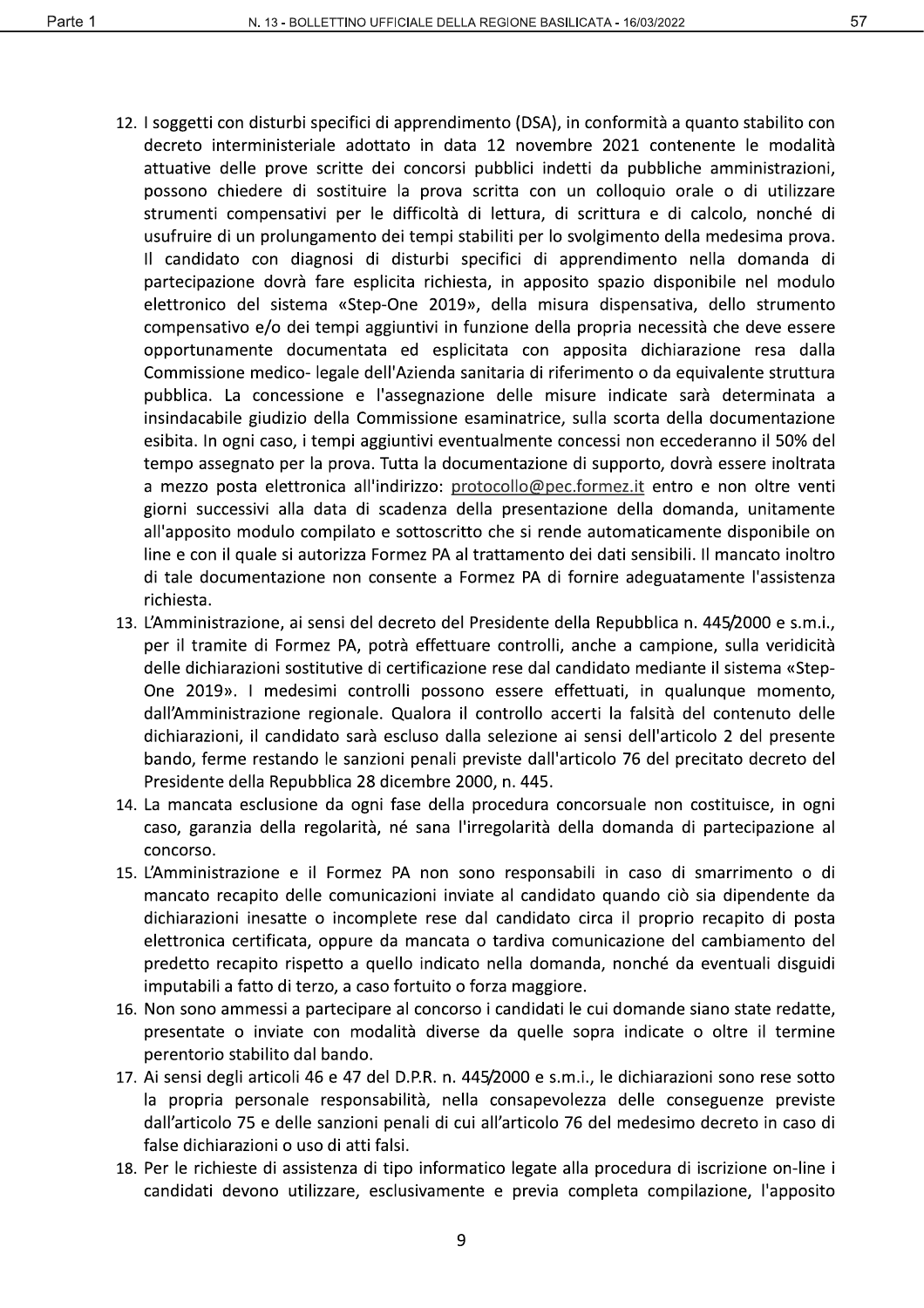12. I soggetti con disturbi specifici di apprendimento (DSA), in conformità a quanto stabilito con decreto interministeriale adottato in data 12 novembre 2021 contenente le modalità attuative delle prove scritte dei concorsi pubblici indetti da pubbliche amministrazioni, possono chiedere di sostituire la prova scritta con un colloquio orale o di utilizzare strumenti compensativi per le difficoltà di lettura, di scrittura e di calcolo, nonché di usufruire di un prolungamento dei tempi stabiliti per lo svolgimento della medesima prova. Il candidato con diagnosi di disturbi specifici di apprendimento nella domanda di partecipazione dovrà fare esplicita richiesta, in apposito spazio disponibile nel modulo elettronico del sistema «Step-One 2019», della misura dispensativa, dello strumento compensativo e/o dei tempi aggiuntivi in funzione della propria necessità che deve essere opportunamente documentata ed esplicitata con apposita dichiarazione resa dalla Commissione medico- legale dell'Azienda sanitaria di riferimento o da equivalente struttura pubblica. La concessione e l'assegnazione delle misure indicate sarà determinata a insindacabile giudizio della Commissione esaminatrice, sulla scorta della documentazione esibita. In ogni caso, i tempi aggiuntivi eventualmente concessi non eccederanno il 50% del tempo assegnato per la prova. Tutta la documentazione di supporto, dovrà essere inoltrata a mezzo posta elettronica all'indirizzo: protocollo@pec.formez.it entro e non oltre venti giorni successivi alla data di scadenza della presentazione della domanda, unitamente all'apposito modulo compilato e sottoscritto che si rende automaticamente disponibile on line e con il quale si autorizza Formez PA al trattamento dei dati sensibili. Il mancato inoltro di tale documentazione non consente a Formez PA di fornire adeguatamente l'assistenza richiesta.
13. L'Amministrazione, ai sensi del decreto del Presidente della Repubblica n. 445/2000 e s.m.i., per il tramite di Formez PA, potrà effettuare controlli, anche a campione, sulla veridicità delle dichiarazioni sostitutive di certificazione rese dal candidato mediante il sistema «Step-One 2019». I medesimi controlli possono essere effettuati, in qualunque momento, dall'Amministrazione regionale. Qualora il controllo accerti la falsità del contenuto delle dichiarazioni, il candidato sarà escluso dalla selezione ai sensi dell'articolo 2 del presente bando, ferme restando le sanzioni penali previste dall'articolo 76 del precitato decreto del Presidente della Repubblica 28 dicembre 2000, n. 445.
14. La mancata esclusione da ogni fase della procedura concorsuale non costituisce, in ogni caso, garanzia della regolarità, né sana l'irregolarità della domanda di partecipazione al concorso.
15. L'Amministrazione e il Formez PA non sono responsabili in caso di smarrimento o di mancato recapito delle comunicazioni inviate al candidato quando ciò sia dipendente da dichiarazioni inesatte o incomplete rese dal candidato circa il proprio recapito di posta elettronica certificata, oppure da mancata o tardiva comunicazione del cambiamento del predetto recapito rispetto a quello indicato nella domanda, nonché da eventuali disguidi imputabili a fatto di terzo, a caso fortuito o forza maggiore.
16. Non sono ammessi a partecipare al concorso i candidati le cui domande siano state redatte, presentate o inviate con modalità diverse da quelle sopra indicate o oltre il termine perentorio stabilito dal bando.
17. Ai sensi degli articoli 46 e 47 del D.P.R. n. 445/2000 e s.m.i., le dichiarazioni sono rese sotto la propria personale responsabilità, nella consapevolezza delle conseguenze previste dall'articolo 75 e delle sanzioni penali di cui all'articolo 76 del medesimo decreto in caso di false dichiarazioni o uso di atti falsi.
18. Per le richieste di assistenza di tipo informatico legate alla procedura di iscrizione on-line i candidati devono utilizzare, esclusivamente e previa completa compilazione, l'apposito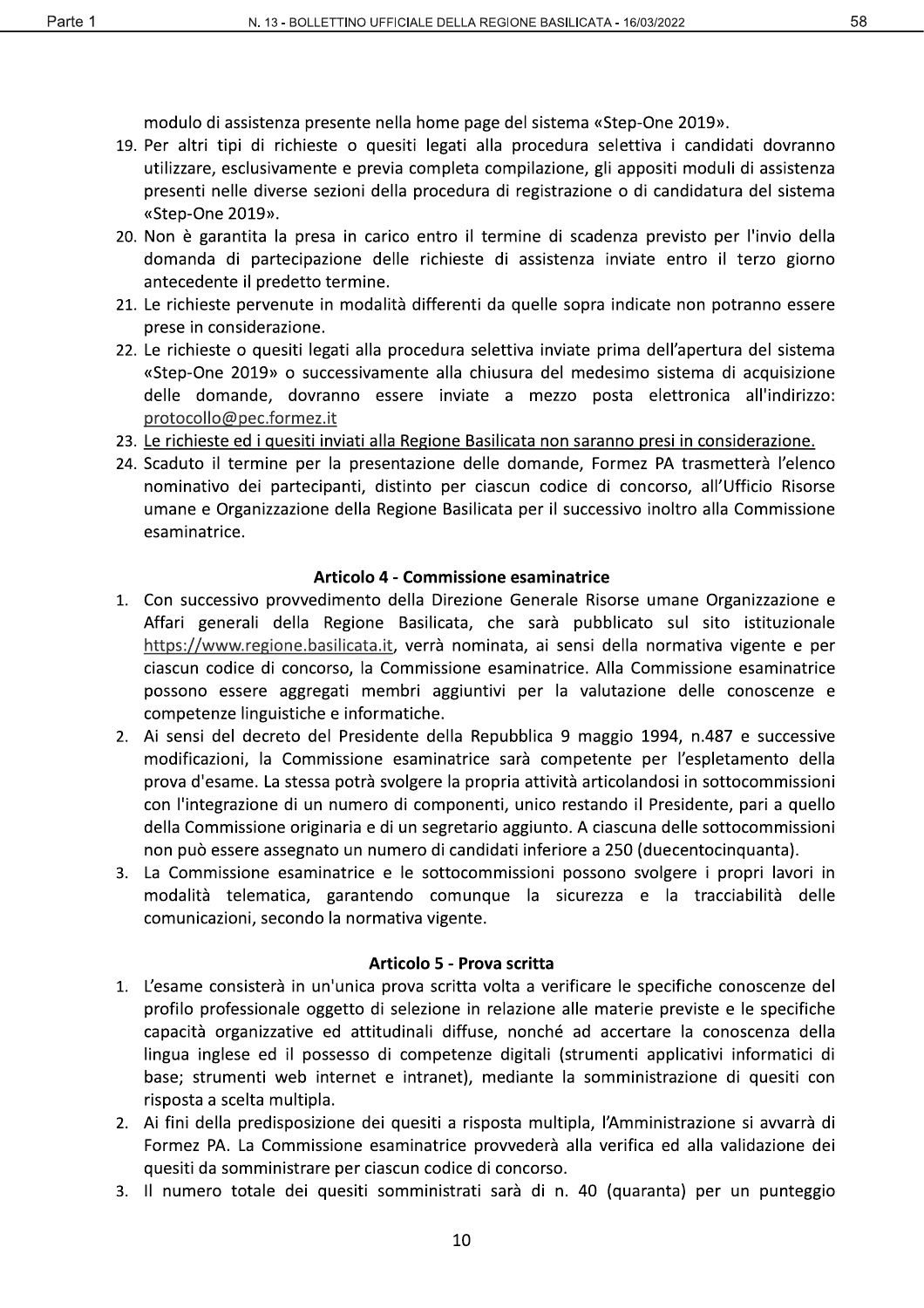modulo di assistenza presente nella home page del sistema «Step-One 2019».

19. Per altri tipi di richieste o quesiti legati alla procedura selettiva i candidati dovranno utilizzare, esclusivamente e previa completa compilazione, gli appositi moduli di assistenza presenti nelle diverse sezioni della procedura di registrazione o di candidatura del sistema «Step-One 2019».
20. Non è garantita la presa in carico entro il termine di scadenza previsto per l'invio della domanda di partecipazione delle richieste di assistenza inviate entro il terzo giorno antecedente il predetto termine.
21. Le richieste pervenute in modalità differenti da quelle sopra indicate non potranno essere prese in considerazione.
22. Le richieste o quesiti legati alla procedura selettiva inviate prima dell'apertura del sistema «Step-One 2019» o successivamente alla chiusura del medesimo sistema di acquisizione delle domande, dovranno essere inviate a mezzo posta elettronica all'indirizzo: protocollo@pec.formez.it
23. Le richieste ed i quesiti inviati alla Regione Basilicata non saranno presi in considerazione.
24. Scaduto il termine per la presentazione delle domande, Formez PA trasmetterà l'elenco nominativo dei partecipanti, distinto per ciascun codice di concorso, all'Ufficio Risorse umane e Organizzazione della Regione Basilicata per il successivo inoltro alla Commissione esaminatrice.

### Articolo 4 - Commissione esaminatrice

1. Con successivo provvedimento della Direzione Generale Risorse umane Organizzazione e Affari generali della Regione Basilicata, che sarà pubblicato sul sito istituzionale https://www.regione.basilicata.it, verrà nominata, ai sensi della normativa vigente e per ciascun codice di concorso, la Commissione esaminatrice. Alla Commissione esaminatrice possono essere aggregati membri aggiuntivi per la valutazione delle conoscenze e competenze linguistiche e informatiche.
2. Ai sensi del decreto del Presidente della Repubblica 9 maggio 1994, n.487 e successive modificazioni, la Commissione esaminatrice sarà competente per l'espletamento della prova d'esame. La stessa potrà svolgere la propria attività articolandosi in sottocommissioni con l'integrazione di un numero di componenti, unico restando il Presidente, pari a quello della Commissione originaria e di un segretario aggiunto. A ciascuna delle sottocommissioni non può essere assegnato un numero di candidati inferiore a 250 (duecentocinquanta).
3. La Commissione esaminatrice e le sottocommissioni possono svolgere i propri lavori in modalità telematica, garantendo comunque la sicurezza e la tracciabilità delle comunicazioni, secondo la normativa vigente.

### Articolo 5 - Prova scritta

1. L'esame consisterà in un'unica prova scritta volta a verificare le specifiche conoscenze del profilo professionale oggetto di selezione in relazione alle materie previste e le specifiche capacità organizzative ed attitudinali diffuse, nonché ad accertare la conoscenza della lingua inglese ed il possesso di competenze digitali (strumenti applicativi informatici di base; strumenti web internet e intranet), mediante la somministrazione di quesiti con risposta a scelta multipla.
2. Ai fini della predisposizione dei quesiti a risposta multipla, l'Amministrazione si avvarrà di Formez PA. La Commissione esaminatrice provvederà alla verifica ed alla validazione dei quesiti da somministrare per ciascun codice di concorso.
3. Il numero totale dei quesiti somministrati sarà di n. 40 (quaranta) per un punteggio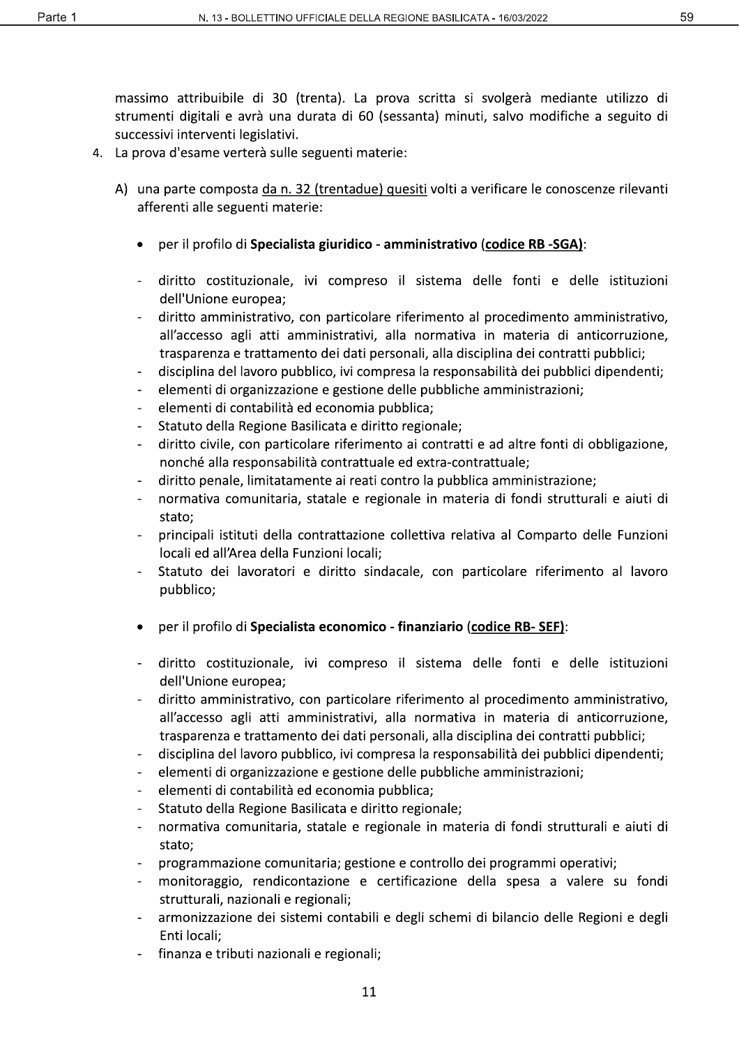massimo attribuibile di 30 (trenta). La prova scritta si svolgerà mediante utilizzo di strumenti digitali e avrà una durata di 60 (sessanta) minuti, salvo modifiche a seguito di successivi interventi legislativi.

4. La prova d'esame verterà sulle seguenti materie:

   A) una parte composta <u>da n. 32 (trentadue) quesiti</u> volti a verificare le conoscenze rilevanti afferenti alle seguenti materie:

   - per il profilo di **Specialista giuridico - amministrativo** (**<u>codice RB -SGA)</u>**:

     - diritto costituzionale, ivi compreso il sistema delle fonti e delle istituzioni dell'Unione europea;
     - diritto amministrativo, con particolare riferimento al procedimento amministrativo, all'accesso agli atti amministrativi, alla normativa in materia di anticorruzione, trasparenza e trattamento dei dati personali, alla disciplina dei contratti pubblici;
     - disciplina del lavoro pubblico, ivi compresa la responsabilità dei pubblici dipendenti;
     - elementi di organizzazione e gestione delle pubbliche amministrazioni;
     - elementi di contabilità ed economia pubblica;
     - Statuto della Regione Basilicata e diritto regionale;
     - diritto civile, con particolare riferimento ai contratti e ad altre fonti di obbligazione, nonché alla responsabilità contrattuale ed extra-contrattuale;
     - diritto penale, limitatamente ai reati contro la pubblica amministrazione;
     - normativa comunitaria, statale e regionale in materia di fondi strutturali e aiuti di stato;
     - principali istituti della contrattazione collettiva relativa al Comparto delle Funzioni locali ed all'Area della Funzioni locali;
     - Statuto dei lavoratori e diritto sindacale, con particolare riferimento al lavoro pubblico;

   - per il profilo di **Specialista economico - finanziario** (**<u>codice RB- SEF)</u>**:

     - diritto costituzionale, ivi compreso il sistema delle fonti e delle istituzioni dell'Unione europea;
     - diritto amministrativo, con particolare riferimento al procedimento amministrativo, all'accesso agli atti amministrativi, alla normativa in materia di anticorruzione, trasparenza e trattamento dei dati personali, alla disciplina dei contratti pubblici;
     - disciplina del lavoro pubblico, ivi compresa la responsabilità dei pubblici dipendenti;
     - elementi di organizzazione e gestione delle pubbliche amministrazioni;
     - elementi di contabilità ed economia pubblica;
     - Statuto della Regione Basilicata e diritto regionale;
     - normativa comunitaria, statale e regionale in materia di fondi strutturali e aiuti di stato;
     - programmazione comunitaria; gestione e controllo dei programmi operativi;
     - monitoraggio, rendicontazione e certificazione della spesa a valere su fondi strutturali, nazionali e regionali;
     - armonizzazione dei sistemi contabili e degli schemi di bilancio delle Regioni e degli Enti locali;
     - finanza e tributi nazionali e regionali;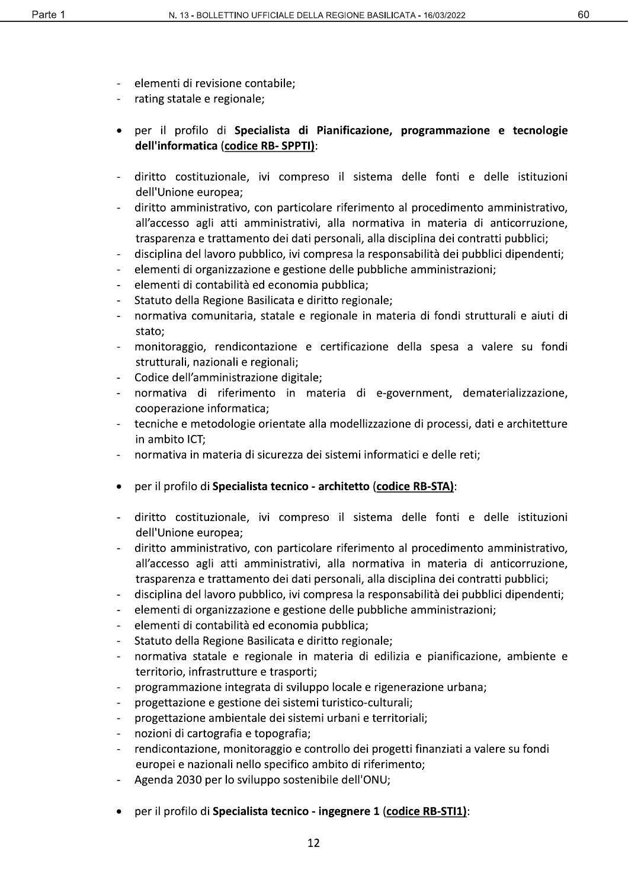- elementi di revisione contabile;
- rating statale e regionale;

- per il profilo di **Specialista di Pianificazione, programmazione e tecnologie dell'informatica** (**codice RB- SPPTI)**:

- diritto costituzionale, ivi compreso il sistema delle fonti e delle istituzioni dell'Unione europea;
- diritto amministrativo, con particolare riferimento al procedimento amministrativo, all'accesso agli atti amministrativi, alla normativa in materia di anticorruzione, trasparenza e trattamento dei dati personali, alla disciplina dei contratti pubblici;
- disciplina del lavoro pubblico, ivi compresa la responsabilità dei pubblici dipendenti;
- elementi di organizzazione e gestione delle pubbliche amministrazioni;
- elementi di contabilità ed economia pubblica;
- Statuto della Regione Basilicata e diritto regionale;
- normativa comunitaria, statale e regionale in materia di fondi strutturali e aiuti di stato;
- monitoraggio, rendicontazione e certificazione della spesa a valere su fondi strutturali, nazionali e regionali;
- Codice dell'amministrazione digitale;
- normativa di riferimento in materia di e-government, dematerializzazione, cooperazione informatica;
- tecniche e metodologie orientate alla modellizzazione di processi, dati e architetture in ambito ICT;
- normativa in materia di sicurezza dei sistemi informatici e delle reti;

- per il profilo di **Specialista tecnico - architetto** (**codice RB-STA)**:

- diritto costituzionale, ivi compreso il sistema delle fonti e delle istituzioni dell'Unione europea;
- diritto amministrativo, con particolare riferimento al procedimento amministrativo, all'accesso agli atti amministrativi, alla normativa in materia di anticorruzione, trasparenza e trattamento dei dati personali, alla disciplina dei contratti pubblici;
- disciplina del lavoro pubblico, ivi compresa la responsabilità dei pubblici dipendenti;
- elementi di organizzazione e gestione delle pubbliche amministrazioni;
- elementi di contabilità ed economia pubblica;
- Statuto della Regione Basilicata e diritto regionale;
- normativa statale e regionale in materia di edilizia e pianificazione, ambiente e territorio, infrastrutture e trasporti;
- programmazione integrata di sviluppo locale e rigenerazione urbana;
- progettazione e gestione dei sistemi turistico-culturali;
- progettazione ambientale dei sistemi urbani e territoriali;
- nozioni di cartografia e topografia;
- rendicontazione, monitoraggio e controllo dei progetti finanziati a valere su fondi europei e nazionali nello specifico ambito di riferimento;
- Agenda 2030 per lo sviluppo sostenibile dell'ONU;

- per il profilo di **Specialista tecnico - ingegnere 1** (**codice RB-STI1)**: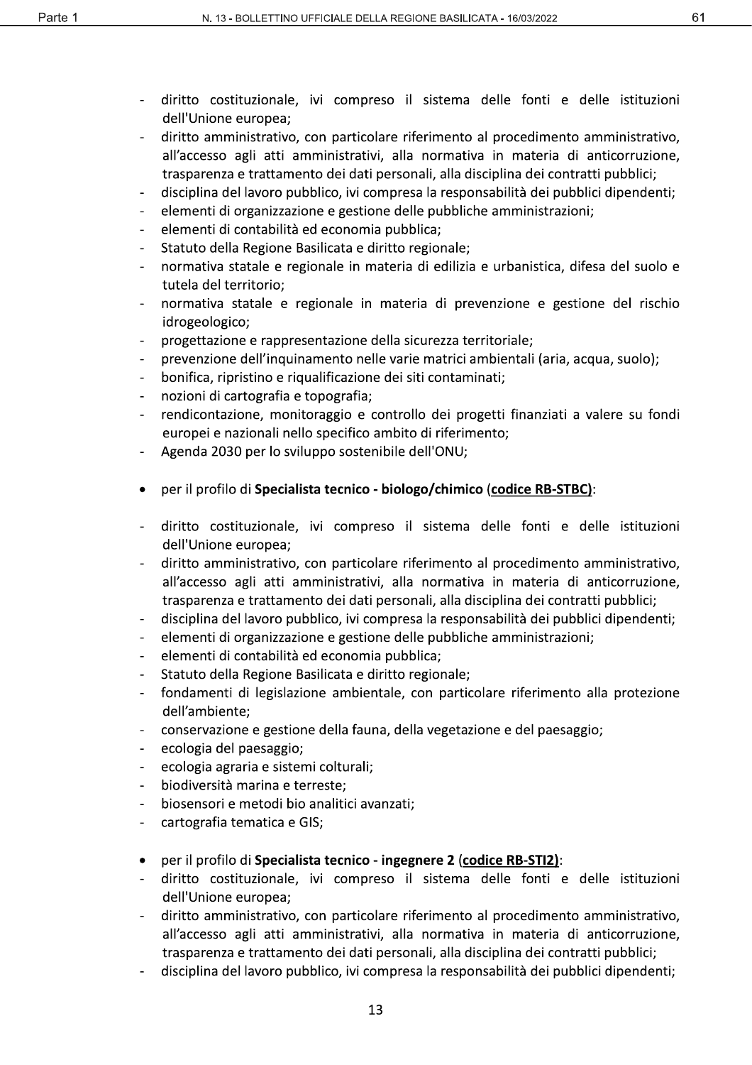- diritto costituzionale, ivi compreso il sistema delle fonti e delle istituzioni dell'Unione europea;
- diritto amministrativo, con particolare riferimento al procedimento amministrativo, all'accesso agli atti amministrativi, alla normativa in materia di anticorruzione, trasparenza e trattamento dei dati personali, alla disciplina dei contratti pubblici;
- disciplina del lavoro pubblico, ivi compresa la responsabilità dei pubblici dipendenti;
- elementi di organizzazione e gestione delle pubbliche amministrazioni;
- elementi di contabilità ed economia pubblica;
- Statuto della Regione Basilicata e diritto regionale;
- normativa statale e regionale in materia di edilizia e urbanistica, difesa del suolo e tutela del territorio;
- normativa statale e regionale in materia di prevenzione e gestione del rischio idrogeologico;
- progettazione e rappresentazione della sicurezza territoriale;
- prevenzione dell'inquinamento nelle varie matrici ambientali (aria, acqua, suolo);
- bonifica, ripristino e riqualificazione dei siti contaminati;
- nozioni di cartografia e topografia;
- rendicontazione, monitoraggio e controllo dei progetti finanziati a valere su fondi europei e nazionali nello specifico ambito di riferimento;
- Agenda 2030 per lo sviluppo sostenibile dell'ONU;

- per il profilo di **Specialista tecnico - biologo/chimico** (**codice RB-STBC)**:

- diritto costituzionale, ivi compreso il sistema delle fonti e delle istituzioni dell'Unione europea;
- diritto amministrativo, con particolare riferimento al procedimento amministrativo, all'accesso agli atti amministrativi, alla normativa in materia di anticorruzione, trasparenza e trattamento dei dati personali, alla disciplina dei contratti pubblici;
- disciplina del lavoro pubblico, ivi compresa la responsabilità dei pubblici dipendenti;
- elementi di organizzazione e gestione delle pubbliche amministrazioni;
- elementi di contabilità ed economia pubblica;
- Statuto della Regione Basilicata e diritto regionale;
- fondamenti di legislazione ambientale, con particolare riferimento alla protezione dell'ambiente;
- conservazione e gestione della fauna, della vegetazione e del paesaggio;
- ecologia del paesaggio;
- ecologia agraria e sistemi colturali;
- biodiversità marina e terreste;
- biosensori e metodi bio analitici avanzati;
- cartografia tematica e GIS;

- per il profilo di **Specialista tecnico - ingegnere 2** (**codice RB-STI2)**:
- diritto costituzionale, ivi compreso il sistema delle fonti e delle istituzioni dell'Unione europea;
- diritto amministrativo, con particolare riferimento al procedimento amministrativo, all'accesso agli atti amministrativi, alla normativa in materia di anticorruzione, trasparenza e trattamento dei dati personali, alla disciplina dei contratti pubblici;
- disciplina del lavoro pubblico, ivi compresa la responsabilità dei pubblici dipendenti;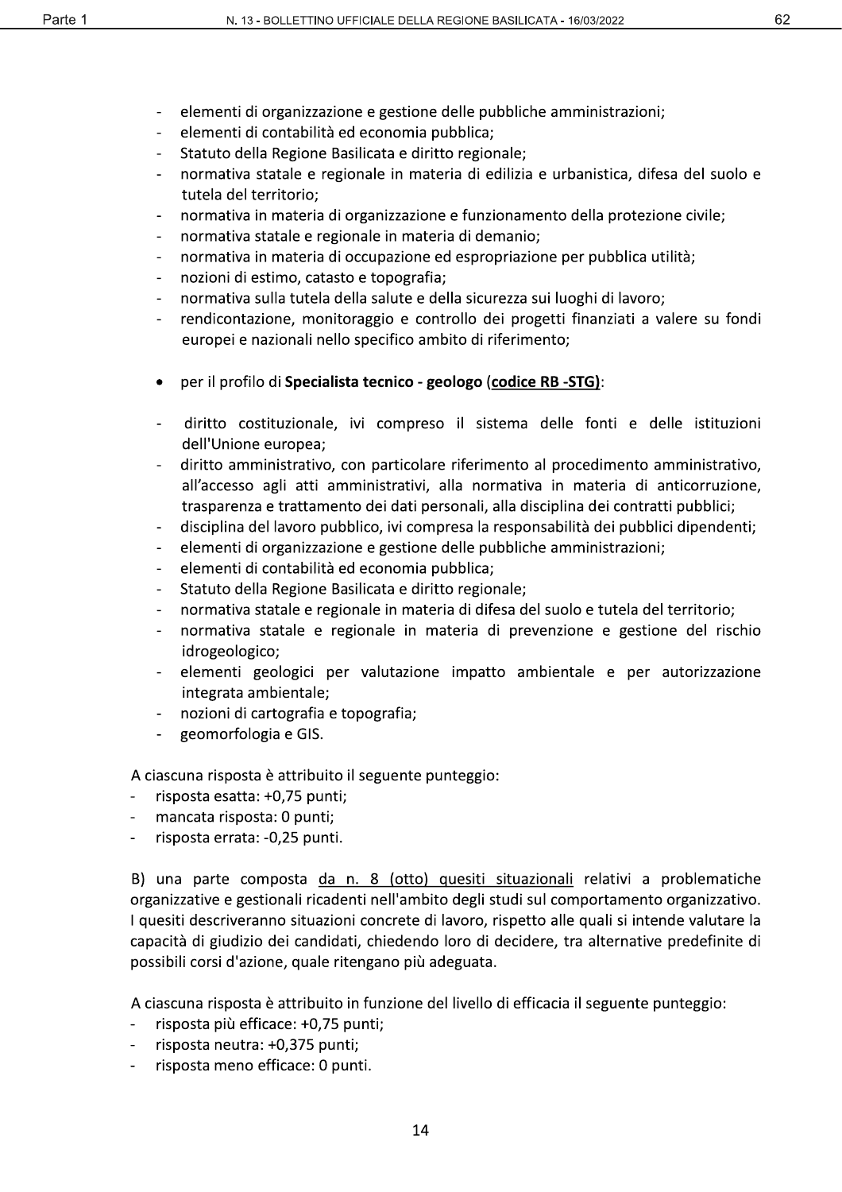- elementi di organizzazione e gestione delle pubbliche amministrazioni;
- elementi di contabilità ed economia pubblica;
- Statuto della Regione Basilicata e diritto regionale;
- normativa statale e regionale in materia di edilizia e urbanistica, difesa del suolo e tutela del territorio;
- normativa in materia di organizzazione e funzionamento della protezione civile;
- normativa statale e regionale in materia di demanio;
- normativa in materia di occupazione ed espropriazione per pubblica utilità;
- nozioni di estimo, catasto e topografia;
- normativa sulla tutela della salute e della sicurezza sui luoghi di lavoro;
- rendicontazione, monitoraggio e controllo dei progetti finanziati a valere su fondi europei e nazionali nello specifico ambito di riferimento;

- per il profilo di **Specialista tecnico - geologo** (**codice RB -STG)**:

- diritto costituzionale, ivi compreso il sistema delle fonti e delle istituzioni dell'Unione europea;
- diritto amministrativo, con particolare riferimento al procedimento amministrativo, all'accesso agli atti amministrativi, alla normativa in materia di anticorruzione, trasparenza e trattamento dei dati personali, alla disciplina dei contratti pubblici;
- disciplina del lavoro pubblico, ivi compresa la responsabilità dei pubblici dipendenti;
- elementi di organizzazione e gestione delle pubbliche amministrazioni;
- elementi di contabilità ed economia pubblica;
- Statuto della Regione Basilicata e diritto regionale;
- normativa statale e regionale in materia di difesa del suolo e tutela del territorio;
- normativa statale e regionale in materia di prevenzione e gestione del rischio idrogeologico;
- elementi geologici per valutazione impatto ambientale e per autorizzazione integrata ambientale;
- nozioni di cartografia e topografia;
- geomorfologia e GIS.

A ciascuna risposta è attribuito il seguente punteggio:
- risposta esatta: +0,75 punti;
- mancata risposta: 0 punti;
- risposta errata: -0,25 punti.

B) una parte composta da n. 8 (otto) quesiti situazionali relativi a problematiche organizzative e gestionali ricadenti nell'ambito degli studi sul comportamento organizzativo. I quesiti descriveranno situazioni concrete di lavoro, rispetto alle quali si intende valutare la capacità di giudizio dei candidati, chiedendo loro di decidere, tra alternative predefinite di possibili corsi d'azione, quale ritengano più adeguata.

A ciascuna risposta è attribuito in funzione del livello di efficacia il seguente punteggio:
- risposta più efficace: +0,75 punti;
- risposta neutra: +0,375 punti;
- risposta meno efficace: 0 punti.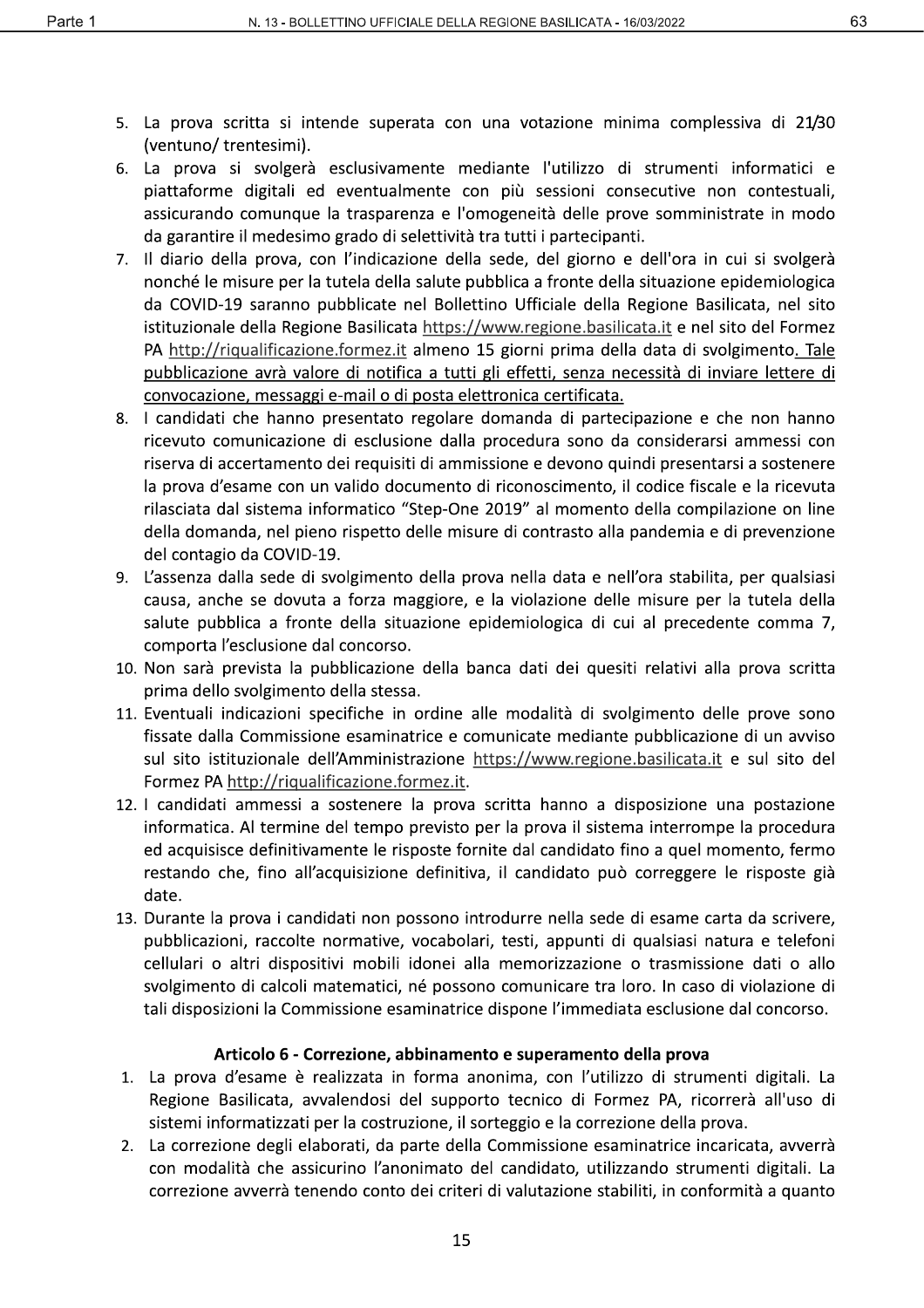5. La prova scritta si intende superata con una votazione minima complessiva di 21/30 (ventuno/ trentesimi).
6. La prova si svolgerà esclusivamente mediante l'utilizzo di strumenti informatici e piattaforme digitali ed eventualmente con più sessioni consecutive non contestuali, assicurando comunque la trasparenza e l'omogeneità delle prove somministrate in modo da garantire il medesimo grado di selettività tra tutti i partecipanti.
7. Il diario della prova, con l'indicazione della sede, del giorno e dell'ora in cui si svolgerà nonché le misure per la tutela della salute pubblica a fronte della situazione epidemiologica da COVID-19 saranno pubblicate nel Bollettino Ufficiale della Regione Basilicata, nel sito istituzionale della Regione Basilicata https://www.regione.basilicata.it e nel sito del Formez PA http://riqualificazione.formez.it almeno 15 giorni prima della data di svolgimento. Tale pubblicazione avrà valore di notifica a tutti gli effetti, senza necessità di inviare lettere di convocazione, messaggi e-mail o di posta elettronica certificata.
8. I candidati che hanno presentato regolare domanda di partecipazione e che non hanno ricevuto comunicazione di esclusione dalla procedura sono da considerarsi ammessi con riserva di accertamento dei requisiti di ammissione e devono quindi presentarsi a sostenere la prova d'esame con un valido documento di riconoscimento, il codice fiscale e la ricevuta rilasciata dal sistema informatico "Step-One 2019" al momento della compilazione on line della domanda, nel pieno rispetto delle misure di contrasto alla pandemia e di prevenzione del contagio da COVID-19.
9. L'assenza dalla sede di svolgimento della prova nella data e nell'ora stabilita, per qualsiasi causa, anche se dovuta a forza maggiore, e la violazione delle misure per la tutela della salute pubblica a fronte della situazione epidemiologica di cui al precedente comma 7, comporta l'esclusione dal concorso.
10. Non sarà prevista la pubblicazione della banca dati dei quesiti relativi alla prova scritta prima dello svolgimento della stessa.
11. Eventuali indicazioni specifiche in ordine alle modalità di svolgimento delle prove sono fissate dalla Commissione esaminatrice e comunicate mediante pubblicazione di un avviso sul sito istituzionale dell'Amministrazione https://www.regione.basilicata.it e sul sito del Formez PA http://riqualificazione.formez.it.
12. I candidati ammessi a sostenere la prova scritta hanno a disposizione una postazione informatica. Al termine del tempo previsto per la prova il sistema interrompe la procedura ed acquisisce definitivamente le risposte fornite dal candidato fino a quel momento, fermo restando che, fino all'acquisizione definitiva, il candidato può correggere le risposte già date.
13. Durante la prova i candidati non possono introdurre nella sede di esame carta da scrivere, pubblicazioni, raccolte normative, vocabolari, testi, appunti di qualsiasi natura e telefoni cellulari o altri dispositivi mobili idonei alla memorizzazione o trasmissione dati o allo svolgimento di calcoli matematici, né possono comunicare tra loro. In caso di violazione di tali disposizioni la Commissione esaminatrice dispone l'immediata esclusione dal concorso.

### Articolo 6 - Correzione, abbinamento e superamento della prova

1. La prova d'esame è realizzata in forma anonima, con l'utilizzo di strumenti digitali. La Regione Basilicata, avvalendosi del supporto tecnico di Formez PA, ricorrerà all'uso di sistemi informatizzati per la costruzione, il sorteggio e la correzione della prova.
2. La correzione degli elaborati, da parte della Commissione esaminatrice incaricata, avverrà con modalità che assicurino l'anonimato del candidato, utilizzando strumenti digitali. La correzione avverrà tenendo conto dei criteri di valutazione stabiliti, in conformità a quanto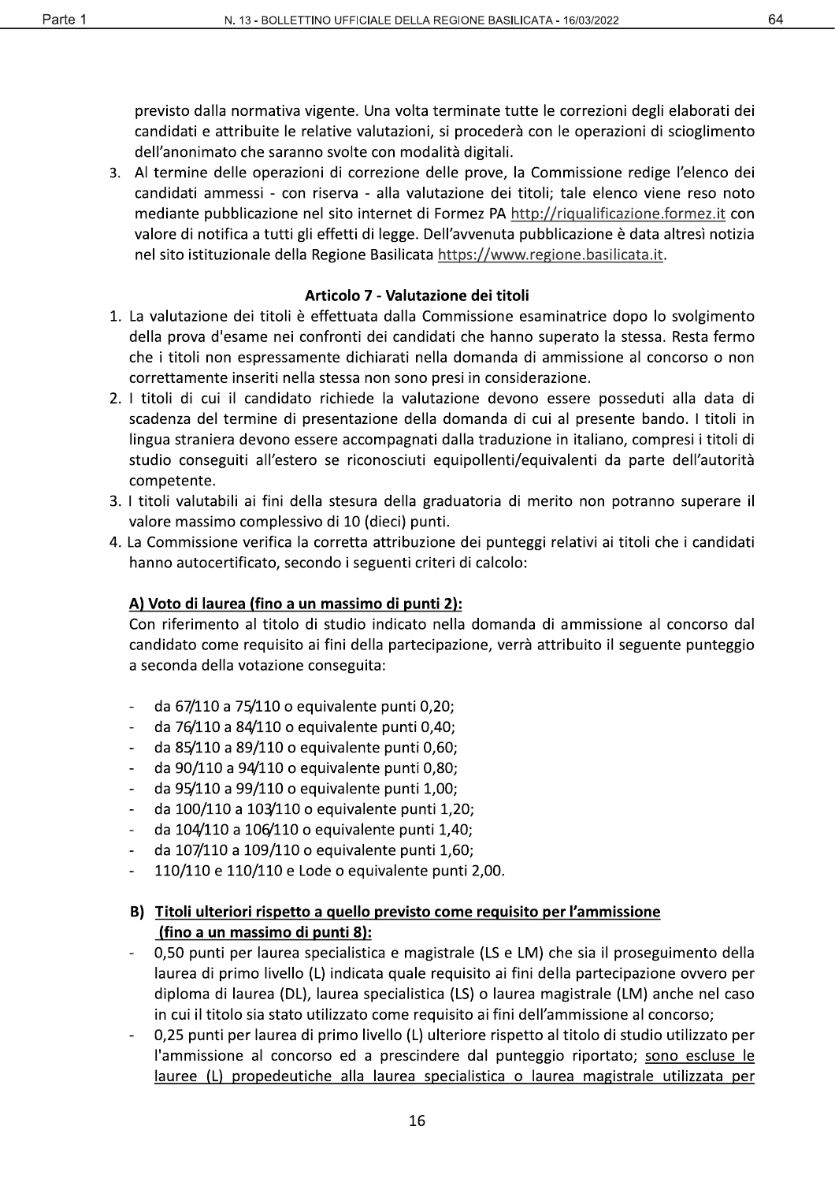previsto dalla normativa vigente. Una volta terminate tutte le correzioni degli elaborati dei candidati e attribuite le relative valutazioni, si procederà con le operazioni di scioglimento dell'anonimato che saranno svolte con modalità digitali.

3. Al termine delle operazioni di correzione delle prove, la Commissione redige l'elenco dei candidati ammessi - con riserva - alla valutazione dei titoli; tale elenco viene reso noto mediante pubblicazione nel sito internet di Formez PA http://riqualificazione.formez.it con valore di notifica a tutti gli effetti di legge. Dell'avvenuta pubblicazione è data altresì notizia nel sito istituzionale della Regione Basilicata https://www.regione.basilicata.it.

## Articolo 7 - Valutazione dei titoli

1. La valutazione dei titoli è effettuata dalla Commissione esaminatrice dopo lo svolgimento della prova d'esame nei confronti dei candidati che hanno superato la stessa. Resta fermo che i titoli non espressamente dichiarati nella domanda di ammissione al concorso o non correttamente inseriti nella stessa non sono presi in considerazione.
2. I titoli di cui il candidato richiede la valutazione devono essere posseduti alla data di scadenza del termine di presentazione della domanda di cui al presente bando. I titoli in lingua straniera devono essere accompagnati dalla traduzione in italiano, compresi i titoli di studio conseguiti all'estero se riconosciuti equipollenti/equivalenti da parte dell'autorità competente.
3. I titoli valutabili ai fini della stesura della graduatoria di merito non potranno superare il valore massimo complessivo di 10 (dieci) punti.
4. La Commissione verifica la corretta attribuzione dei punteggi relativi ai titoli che i candidati hanno autocertificato, secondo i seguenti criteri di calcolo:

**A) Voto di laurea (fino a un massimo di punti 2):**

Con riferimento al titolo di studio indicato nella domanda di ammissione al concorso dal candidato come requisito ai fini della partecipazione, verrà attribuito il seguente punteggio a seconda della votazione conseguita:

- da 67/110 a 75/110 o equivalente punti 0,20;
- da 76/110 a 84/110 o equivalente punti 0,40;
- da 85/110 a 89/110 o equivalente punti 0,60;
- da 90/110 a 94/110 o equivalente punti 0,80;
- da 95/110 a 99/110 o equivalente punti 1,00;
- da 100/110 a 103/110 o equivalente punti 1,20;
- da 104/110 a 106/110 o equivalente punti 1,40;
- da 107/110 a 109/110 o equivalente punti 1,60;
- 110/110 e 110/110 e Lode o equivalente punti 2,00.

**B) Titoli ulteriori rispetto a quello previsto come requisito per l'ammissione (fino a un massimo di punti 8):**

- 0,50 punti per laurea specialistica e magistrale (LS e LM) che sia il proseguimento della laurea di primo livello (L) indicata quale requisito ai fini della partecipazione ovvero per diploma di laurea (DL), laurea specialistica (LS) o laurea magistrale (LM) anche nel caso in cui il titolo sia stato utilizzato come requisito ai fini dell'ammissione al concorso;
- 0,25 punti per laurea di primo livello (L) ulteriore rispetto al titolo di studio utilizzato per l'ammissione al concorso ed a prescindere dal punteggio riportato; sono escluse le lauree (L) propedeutiche alla laurea specialistica o laurea magistrale utilizzata per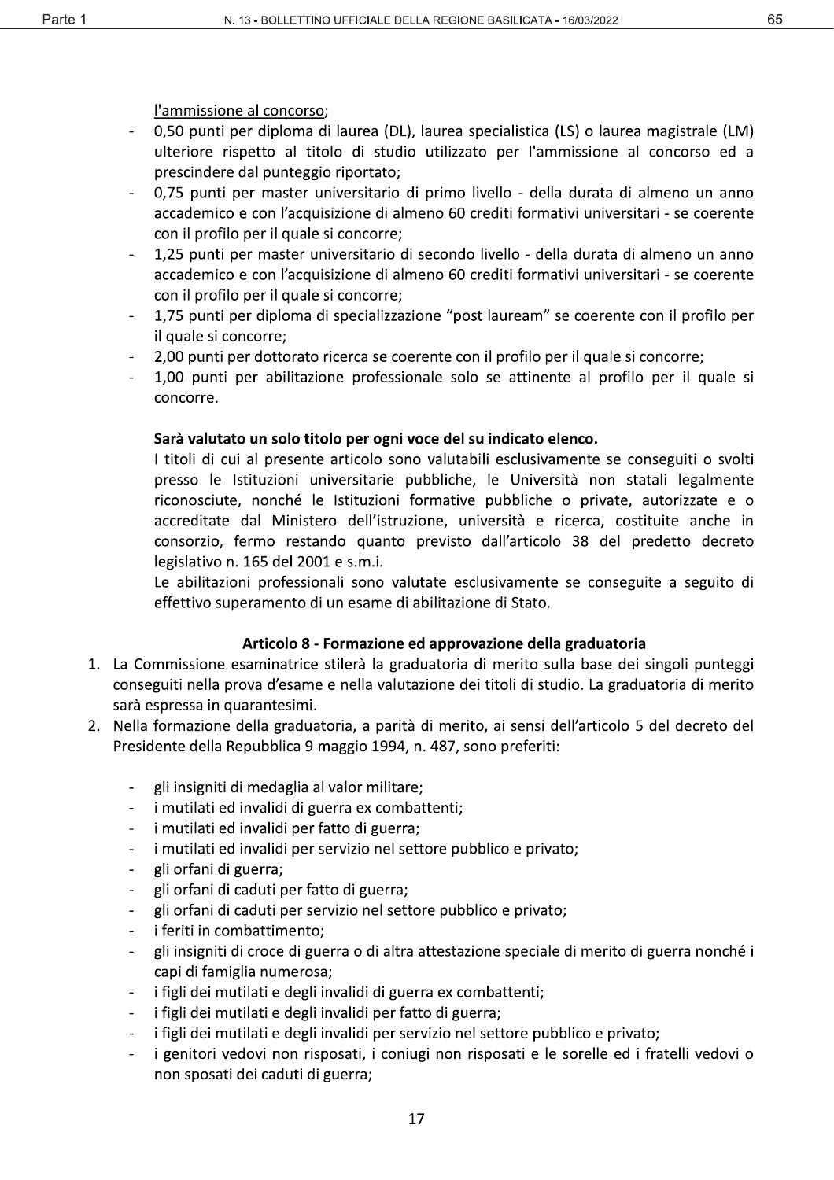l'ammissione al concorso;

- 0,50 punti per diploma di laurea (DL), laurea specialistica (LS) o laurea magistrale (LM) ulteriore rispetto al titolo di studio utilizzato per l'ammissione al concorso ed a prescindere dal punteggio riportato;
- 0,75 punti per master universitario di primo livello - della durata di almeno un anno accademico e con l'acquisizione di almeno 60 crediti formativi universitari - se coerente con il profilo per il quale si concorre;
- 1,25 punti per master universitario di secondo livello - della durata di almeno un anno accademico e con l'acquisizione di almeno 60 crediti formativi universitari - se coerente con il profilo per il quale si concorre;
- 1,75 punti per diploma di specializzazione "post lauream" se coerente con il profilo per il quale si concorre;
- 2,00 punti per dottorato ricerca se coerente con il profilo per il quale si concorre;
- 1,00 punti per abilitazione professionale solo se attinente al profilo per il quale si concorre.

**Sarà valutato un solo titolo per ogni voce del su indicato elenco.**

I titoli di cui al presente articolo sono valutabili esclusivamente se conseguiti o svolti presso le Istituzioni universitarie pubbliche, le Università non statali legalmente riconosciute, nonché le Istituzioni formative pubbliche o private, autorizzate e o accreditate dal Ministero dell'istruzione, università e ricerca, costituite anche in consorzio, fermo restando quanto previsto dall'articolo 38 del predetto decreto legislativo n. 165 del 2001 e s.m.i.

Le abilitazioni professionali sono valutate esclusivamente se conseguite a seguito di effettivo superamento di un esame di abilitazione di Stato.

### Articolo 8 - Formazione ed approvazione della graduatoria

1. La Commissione esaminatrice stilerà la graduatoria di merito sulla base dei singoli punteggi conseguiti nella prova d'esame e nella valutazione dei titoli di studio. La graduatoria di merito sarà espressa in quarantesimi.
2. Nella formazione della graduatoria, a parità di merito, ai sensi dell'articolo 5 del decreto del Presidente della Repubblica 9 maggio 1994, n. 487, sono preferiti:

   - gli insigniti di medaglia al valor militare;
   - i mutilati ed invalidi di guerra ex combattenti;
   - i mutilati ed invalidi per fatto di guerra;
   - i mutilati ed invalidi per servizio nel settore pubblico e privato;
   - gli orfani di guerra;
   - gli orfani di caduti per fatto di guerra;
   - gli orfani di caduti per servizio nel settore pubblico e privato;
   - i feriti in combattimento;
   - gli insigniti di croce di guerra o di altra attestazione speciale di merito di guerra nonché i capi di famiglia numerosa;
   - i figli dei mutilati e degli invalidi di guerra ex combattenti;
   - i figli dei mutilati e degli invalidi per fatto di guerra;
   - i figli dei mutilati e degli invalidi per servizio nel settore pubblico e privato;
   - i genitori vedovi non risposati, i coniugi non risposati e le sorelle ed i fratelli vedovi o non sposati dei caduti di guerra;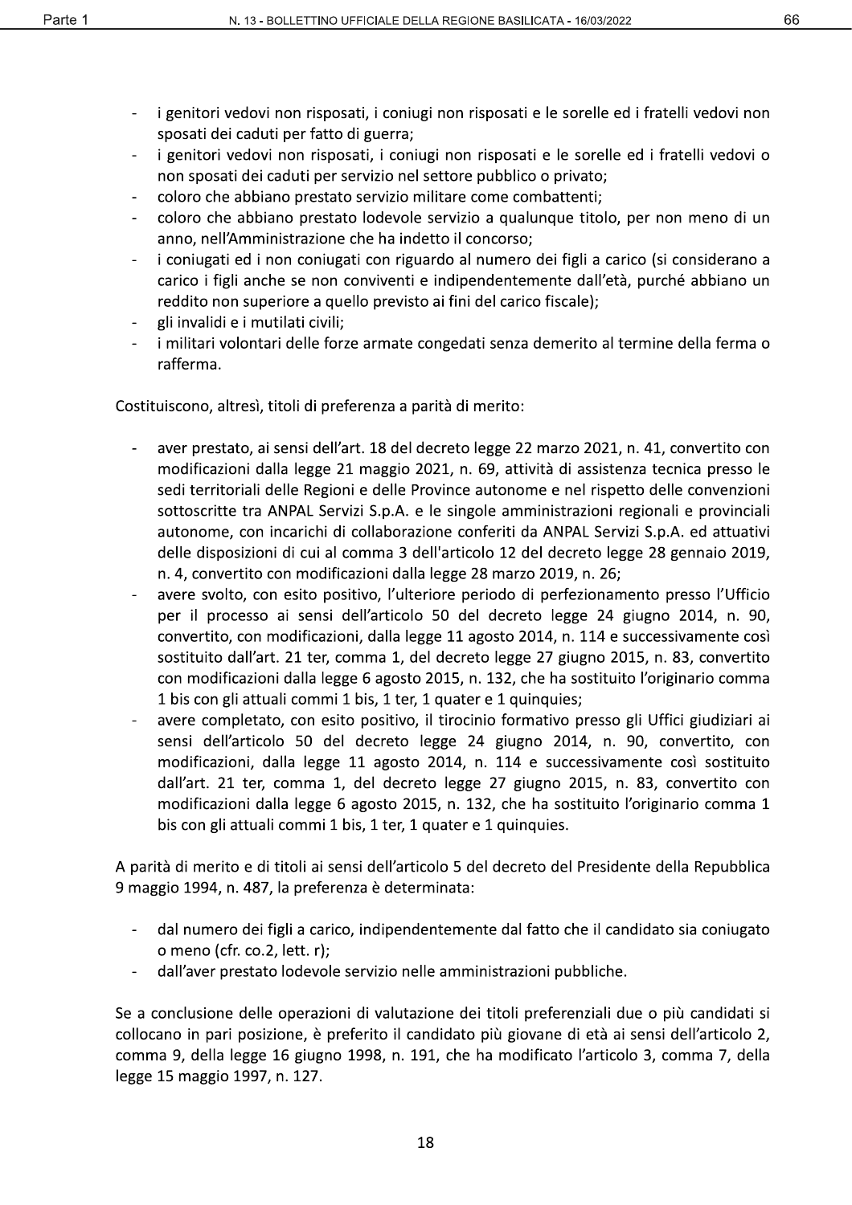- i genitori vedovi non risposati, i coniugi non risposati e le sorelle ed i fratelli vedovi non sposati dei caduti per fatto di guerra;
- i genitori vedovi non risposati, i coniugi non risposati e le sorelle ed i fratelli vedovi o non sposati dei caduti per servizio nel settore pubblico o privato;
- coloro che abbiano prestato servizio militare come combattenti;
- coloro che abbiano prestato lodevole servizio a qualunque titolo, per non meno di un anno, nell'Amministrazione che ha indetto il concorso;
- i coniugati ed i non coniugati con riguardo al numero dei figli a carico (si considerano a carico i figli anche se non conviventi e indipendentemente dall'età, purché abbiano un reddito non superiore a quello previsto ai fini del carico fiscale);
- gli invalidi e i mutilati civili;
- i militari volontari delle forze armate congedati senza demerito al termine della ferma o rafferma.

Costituiscono, altresì, titoli di preferenza a parità di merito:

- aver prestato, ai sensi dell'art. 18 del decreto legge 22 marzo 2021, n. 41, convertito con modificazioni dalla legge 21 maggio 2021, n. 69, attività di assistenza tecnica presso le sedi territoriali delle Regioni e delle Province autonome e nel rispetto delle convenzioni sottoscritte tra ANPAL Servizi S.p.A. e le singole amministrazioni regionali e provinciali autonome, con incarichi di collaborazione conferiti da ANPAL Servizi S.p.A. ed attuativi delle disposizioni di cui al comma 3 dell'articolo 12 del decreto legge 28 gennaio 2019, n. 4, convertito con modificazioni dalla legge 28 marzo 2019, n. 26;
- avere svolto, con esito positivo, l'ulteriore periodo di perfezionamento presso l'Ufficio per il processo ai sensi dell'articolo 50 del decreto legge 24 giugno 2014, n. 90, convertito, con modificazioni, dalla legge 11 agosto 2014, n. 114 e successivamente così sostituito dall'art. 21 ter, comma 1, del decreto legge 27 giugno 2015, n. 83, convertito con modificazioni dalla legge 6 agosto 2015, n. 132, che ha sostituito l'originario comma 1 bis con gli attuali commi 1 bis, 1 ter, 1 quater e 1 quinquies;
- avere completato, con esito positivo, il tirocinio formativo presso gli Uffici giudiziari ai sensi dell'articolo 50 del decreto legge 24 giugno 2014, n. 90, convertito, con modificazioni, dalla legge 11 agosto 2014, n. 114 e successivamente così sostituito dall'art. 21 ter, comma 1, del decreto legge 27 giugno 2015, n. 83, convertito con modificazioni dalla legge 6 agosto 2015, n. 132, che ha sostituito l'originario comma 1 bis con gli attuali commi 1 bis, 1 ter, 1 quater e 1 quinquies.

A parità di merito e di titoli ai sensi dell'articolo 5 del decreto del Presidente della Repubblica 9 maggio 1994, n. 487, la preferenza è determinata:

- dal numero dei figli a carico, indipendentemente dal fatto che il candidato sia coniugato o meno (cfr. co.2, lett. r);
- dall'aver prestato lodevole servizio nelle amministrazioni pubbliche.

Se a conclusione delle operazioni di valutazione dei titoli preferenziali due o più candidati si collocano in pari posizione, è preferito il candidato più giovane di età ai sensi dell'articolo 2, comma 9, della legge 16 giugno 1998, n. 191, che ha modificato l'articolo 3, comma 7, della legge 15 maggio 1997, n. 127.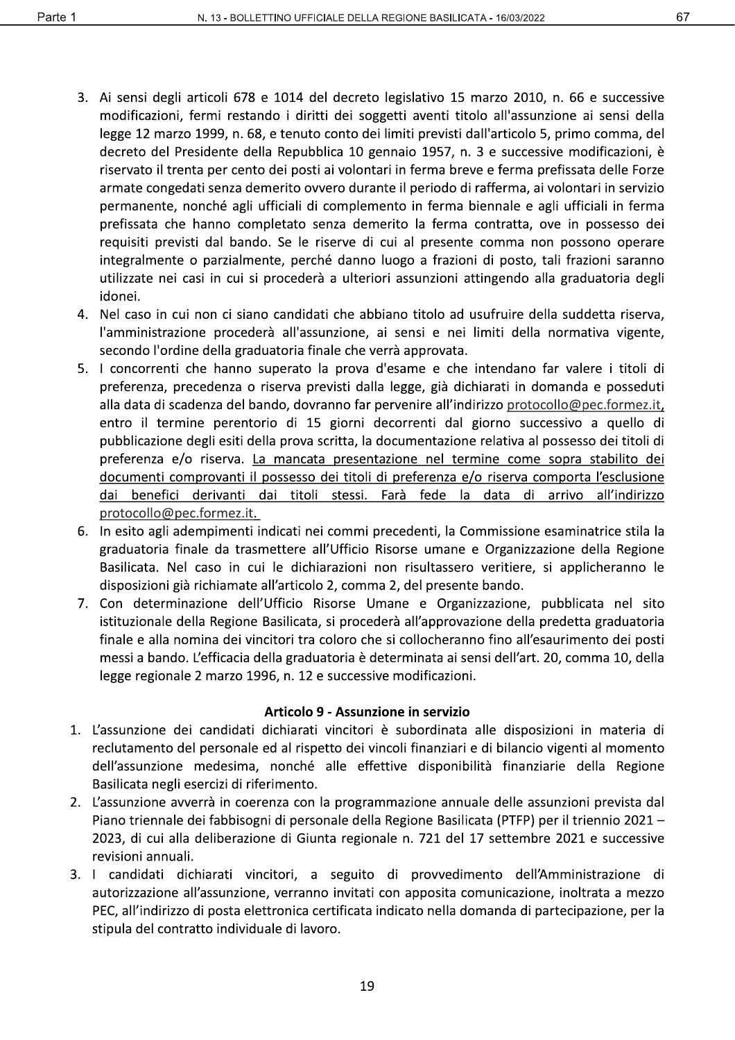3. Ai sensi degli articoli 678 e 1014 del decreto legislativo 15 marzo 2010, n. 66 e successive modificazioni, fermi restando i diritti dei soggetti aventi titolo all'assunzione ai sensi della legge 12 marzo 1999, n. 68, e tenuto conto dei limiti previsti dall'articolo 5, primo comma, del decreto del Presidente della Repubblica 10 gennaio 1957, n. 3 e successive modificazioni, è riservato il trenta per cento dei posti ai volontari in ferma breve e ferma prefissata delle Forze armate congedati senza demerito ovvero durante il periodo di rafferma, ai volontari in servizio permanente, nonché agli ufficiali di complemento in ferma biennale e agli ufficiali in ferma prefissata che hanno completato senza demerito la ferma contratta, ove in possesso dei requisiti previsti dal bando. Se le riserve di cui al presente comma non possono operare integralmente o parzialmente, perché danno luogo a frazioni di posto, tali frazioni saranno utilizzate nei casi in cui si procederà a ulteriori assunzioni attingendo alla graduatoria degli idonei.
4. Nel caso in cui non ci siano candidati che abbiano titolo ad usufruire della suddetta riserva, l'amministrazione procederà all'assunzione, ai sensi e nei limiti della normativa vigente, secondo l'ordine della graduatoria finale che verrà approvata.
5. I concorrenti che hanno superato la prova d'esame e che intendano far valere i titoli di preferenza, precedenza o riserva previsti dalla legge, già dichiarati in domanda e posseduti alla data di scadenza del bando, dovranno far pervenire all'indirizzo protocollo@pec.formez.it, entro il termine perentorio di 15 giorni decorrenti dal giorno successivo a quello di pubblicazione degli esiti della prova scritta, la documentazione relativa al possesso dei titoli di preferenza e/o riserva. La mancata presentazione nel termine come sopra stabilito dei documenti comprovanti il possesso dei titoli di preferenza e/o riserva comporta l'esclusione dai benefici derivanti dai titoli stessi. Farà fede la data di arrivo all'indirizzo protocollo@pec.formez.it.
6. In esito agli adempimenti indicati nei commi precedenti, la Commissione esaminatrice stila la graduatoria finale da trasmettere all'Ufficio Risorse umane e Organizzazione della Regione Basilicata. Nel caso in cui le dichiarazioni non risultassero veritiere, si applicheranno le disposizioni già richiamate all'articolo 2, comma 2, del presente bando.
7. Con determinazione dell'Ufficio Risorse Umane e Organizzazione, pubblicata nel sito istituzionale della Regione Basilicata, si procederà all'approvazione della predetta graduatoria finale e alla nomina dei vincitori tra coloro che si collocheranno fino all'esaurimento dei posti messi a bando. L'efficacia della graduatoria è determinata ai sensi dell'art. 20, comma 10, della legge regionale 2 marzo 1996, n. 12 e successive modificazioni.

### Articolo 9 - Assunzione in servizio

1. L'assunzione dei candidati dichiarati vincitori è subordinata alle disposizioni in materia di reclutamento del personale ed al rispetto dei vincoli finanziari e di bilancio vigenti al momento dell'assunzione medesima, nonché alle effettive disponibilità finanziarie della Regione Basilicata negli esercizi di riferimento.
2. L'assunzione avverrà in coerenza con la programmazione annuale delle assunzioni prevista dal Piano triennale dei fabbisogni di personale della Regione Basilicata (PTFP) per il triennio 2021 – 2023, di cui alla deliberazione di Giunta regionale n. 721 del 17 settembre 2021 e successive revisioni annuali.
3. I candidati dichiarati vincitori, a seguito di provvedimento dell'Amministrazione di autorizzazione all'assunzione, verranno invitati con apposita comunicazione, inoltrata a mezzo PEC, all'indirizzo di posta elettronica certificata indicato nella domanda di partecipazione, per la stipula del contratto individuale di lavoro.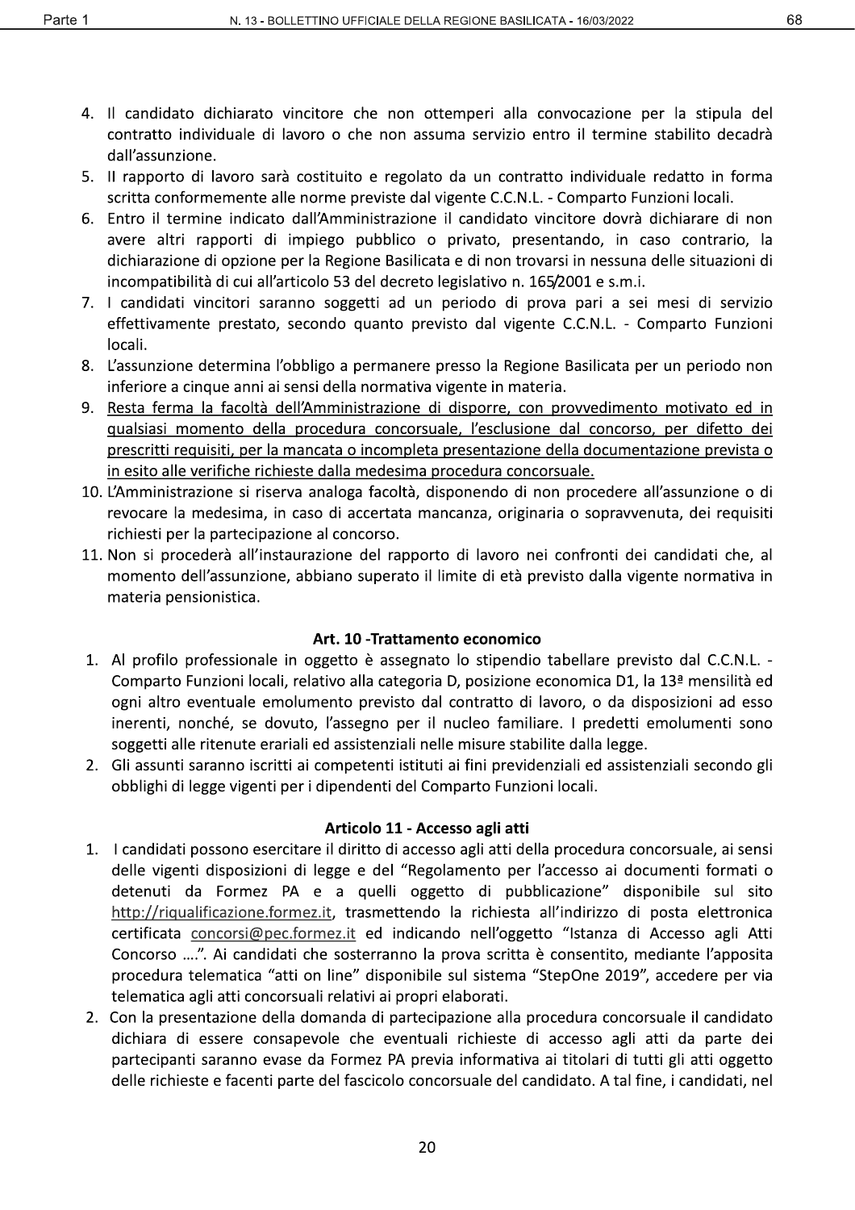4. Il candidato dichiarato vincitore che non ottemperi alla convocazione per la stipula del contratto individuale di lavoro o che non assuma servizio entro il termine stabilito decadrà dall'assunzione.
5. Il rapporto di lavoro sarà costituito e regolato da un contratto individuale redatto in forma scritta conformemente alle norme previste dal vigente C.C.N.L. - Comparto Funzioni locali.
6. Entro il termine indicato dall'Amministrazione il candidato vincitore dovrà dichiarare di non avere altri rapporti di impiego pubblico o privato, presentando, in caso contrario, la dichiarazione di opzione per la Regione Basilicata e di non trovarsi in nessuna delle situazioni di incompatibilità di cui all'articolo 53 del decreto legislativo n. 165/2001 e s.m.i.
7. I candidati vincitori saranno soggetti ad un periodo di prova pari a sei mesi di servizio effettivamente prestato, secondo quanto previsto dal vigente C.C.N.L. - Comparto Funzioni locali.
8. L'assunzione determina l'obbligo a permanere presso la Regione Basilicata per un periodo non inferiore a cinque anni ai sensi della normativa vigente in materia.
9. <u>Resta ferma la facoltà dell'Amministrazione di disporre, con provvedimento motivato ed in qualsiasi momento della procedura concorsuale, l'esclusione dal concorso, per difetto dei prescritti requisiti, per la mancata o incompleta presentazione della documentazione prevista o in esito alle verifiche richieste dalla medesima procedura concorsuale.</u>
10. L'Amministrazione si riserva analoga facoltà, disponendo di non procedere all'assunzione o di revocare la medesima, in caso di accertata mancanza, originaria o sopravvenuta, dei requisiti richiesti per la partecipazione al concorso.
11. Non si procederà all'instaurazione del rapporto di lavoro nei confronti dei candidati che, al momento dell'assunzione, abbiano superato il limite di età previsto dalla vigente normativa in materia pensionistica.

### Art. 10 -Trattamento economico

1. Al profilo professionale in oggetto è assegnato lo stipendio tabellare previsto dal C.C.N.L. - Comparto Funzioni locali, relativo alla categoria D, posizione economica D1, la 13ª mensilità ed ogni altro eventuale emolumento previsto dal contratto di lavoro, o da disposizioni ad esso inerenti, nonché, se dovuto, l'assegno per il nucleo familiare. I predetti emolumenti sono soggetti alle ritenute erariali ed assistenziali nelle misure stabilite dalla legge.
2. Gli assunti saranno iscritti ai competenti istituti ai fini previdenziali ed assistenziali secondo gli obblighi di legge vigenti per i dipendenti del Comparto Funzioni locali.

### Articolo 11 - Accesso agli atti

1. I candidati possono esercitare il diritto di accesso agli atti della procedura concorsuale, ai sensi delle vigenti disposizioni di legge e del "Regolamento per l'accesso ai documenti formati o detenuti da Formez PA e a quelli oggetto di pubblicazione" disponibile sul sito http://riqualificazione.formez.it, trasmettendo la richiesta all'indirizzo di posta elettronica certificata concorsi@pec.formez.it ed indicando nell'oggetto "Istanza di Accesso agli Atti Concorso ....". Ai candidati che sosterranno la prova scritta è consentito, mediante l'apposita procedura telematica "atti on line" disponibile sul sistema "StepOne 2019", accedere per via telematica agli atti concorsuali relativi ai propri elaborati.
2. Con la presentazione della domanda di partecipazione alla procedura concorsuale il candidato dichiara di essere consapevole che eventuali richieste di accesso agli atti da parte dei partecipanti saranno evase da Formez PA previa informativa ai titolari di tutti gli atti oggetto delle richieste e facenti parte del fascicolo concorsuale del candidato. A tal fine, i candidati, nel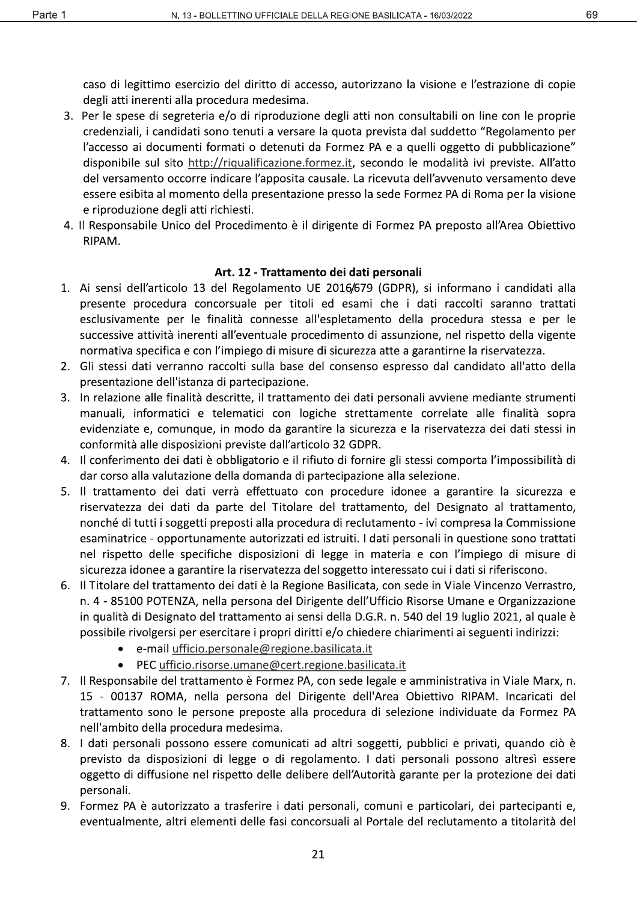caso di legittimo esercizio del diritto di accesso, autorizzano la visione e l'estrazione di copie degli atti inerenti alla procedura medesima.

3. Per le spese di segreteria e/o di riproduzione degli atti non consultabili on line con le proprie credenziali, i candidati sono tenuti a versare la quota prevista dal suddetto "Regolamento per l'accesso ai documenti formati o detenuti da Formez PA e a quelli oggetto di pubblicazione" disponibile sul sito http://riqualificazione.formez.it, secondo le modalità ivi previste. All'atto del versamento occorre indicare l'apposita causale. La ricevuta dell'avvenuto versamento deve essere esibita al momento della presentazione presso la sede Formez PA di Roma per la visione e riproduzione degli atti richiesti.
4. Il Responsabile Unico del Procedimento è il dirigente di Formez PA preposto all'Area Obiettivo RIPAM.

## Art. 12 - Trattamento dei dati personali

1. Ai sensi dell'articolo 13 del Regolamento UE 2016/679 (GDPR), si informano i candidati alla presente procedura concorsuale per titoli ed esami che i dati raccolti saranno trattati esclusivamente per le finalità connesse all'espletamento della procedura stessa e per le successive attività inerenti all'eventuale procedimento di assunzione, nel rispetto della vigente normativa specifica e con l'impiego di misure di sicurezza atte a garantirne la riservatezza.
2. Gli stessi dati verranno raccolti sulla base del consenso espresso dal candidato all'atto della presentazione dell'istanza di partecipazione.
3. In relazione alle finalità descritte, il trattamento dei dati personali avviene mediante strumenti manuali, informatici e telematici con logiche strettamente correlate alle finalità sopra evidenziate e, comunque, in modo da garantire la sicurezza e la riservatezza dei dati stessi in conformità alle disposizioni previste dall'articolo 32 GDPR.
4. Il conferimento dei dati è obbligatorio e il rifiuto di fornire gli stessi comporta l'impossibilità di dar corso alla valutazione della domanda di partecipazione alla selezione.
5. Il trattamento dei dati verrà effettuato con procedure idonee a garantire la sicurezza e riservatezza dei dati da parte del Titolare del trattamento, del Designato al trattamento, nonché di tutti i soggetti preposti alla procedura di reclutamento - ivi compresa la Commissione esaminatrice - opportunamente autorizzati ed istruiti. I dati personali in questione sono trattati nel rispetto delle specifiche disposizioni di legge in materia e con l'impiego di misure di sicurezza idonee a garantire la riservatezza del soggetto interessato cui i dati si riferiscono.
6. Il Titolare del trattamento dei dati è la Regione Basilicata, con sede in Viale Vincenzo Verrastro, n. 4 - 85100 POTENZA, nella persona del Dirigente dell'Ufficio Risorse Umane e Organizzazione in qualità di Designato del trattamento ai sensi della D.G.R. n. 540 del 19 luglio 2021, al quale è possibile rivolgersi per esercitare i propri diritti e/o chiedere chiarimenti ai seguenti indirizzi:
    - e-mail ufficio.personale@regione.basilicata.it
    - PEC ufficio.risorse.umane@cert.regione.basilicata.it
7. Il Responsabile del trattamento è Formez PA, con sede legale e amministrativa in Viale Marx, n. 15 - 00137 ROMA, nella persona del Dirigente dell'Area Obiettivo RIPAM. Incaricati del trattamento sono le persone preposte alla procedura di selezione individuate da Formez PA nell'ambito della procedura medesima.
8. I dati personali possono essere comunicati ad altri soggetti, pubblici e privati, quando ciò è previsto da disposizioni di legge o di regolamento. I dati personali possono altresì essere oggetto di diffusione nel rispetto delle delibere dell'Autorità garante per la protezione dei dati personali.
9. Formez PA è autorizzato a trasferire i dati personali, comuni e particolari, dei partecipanti e, eventualmente, altri elementi delle fasi concorsuali al Portale del reclutamento a titolarità del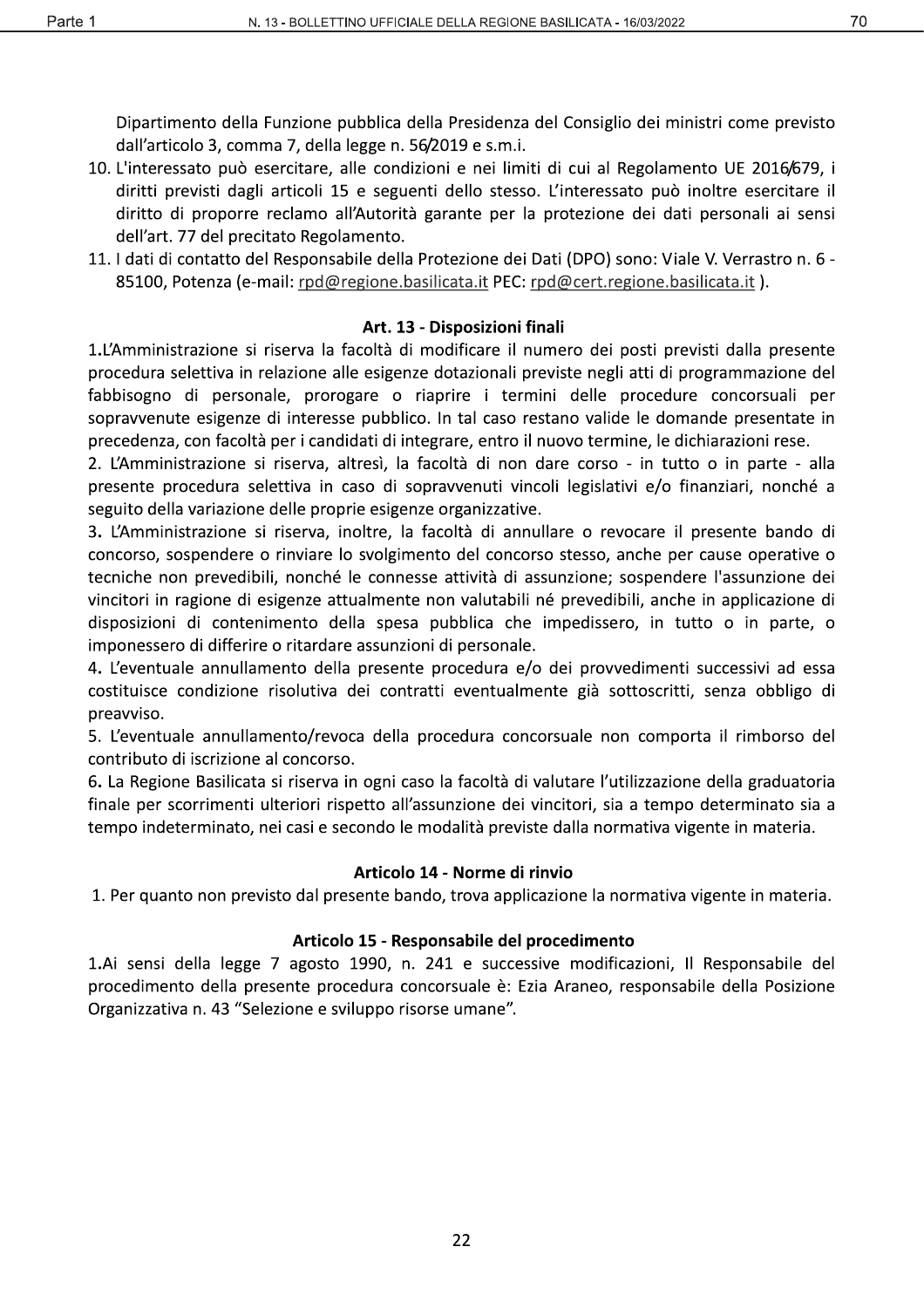Dipartimento della Funzione pubblica della Presidenza del Consiglio dei ministri come previsto dall'articolo 3, comma 7, della legge n. 56/2019 e s.m.i.

10. L'interessato può esercitare, alle condizioni e nei limiti di cui al Regolamento UE 2016/679, i diritti previsti dagli articoli 15 e seguenti dello stesso. L'interessato può inoltre esercitare il diritto di proporre reclamo all'Autorità garante per la protezione dei dati personali ai sensi dell'art. 77 del precitato Regolamento.
11. I dati di contatto del Responsabile della Protezione dei Dati (DPO) sono: Viale V. Verrastro n. 6 - 85100, Potenza (e-mail: rpd@regione.basilicata.it PEC: rpd@cert.regione.basilicata.it ).

### Art. 13 - Disposizioni finali

1. L'Amministrazione si riserva la facoltà di modificare il numero dei posti previsti dalla presente procedura selettiva in relazione alle esigenze dotazionali previste negli atti di programmazione del fabbisogno di personale, prorogare o riaprire i termini delle procedure concorsuali per sopravvenute esigenze di interesse pubblico. In tal caso restano valide le domande presentate in precedenza, con facoltà per i candidati di integrare, entro il nuovo termine, le dichiarazioni rese.

2. L'Amministrazione si riserva, altresì, la facoltà di non dare corso - in tutto o in parte - alla presente procedura selettiva in caso di sopravvenuti vincoli legislativi e/o finanziari, nonché a seguito della variazione delle proprie esigenze organizzative.

3. L'Amministrazione si riserva, inoltre, la facoltà di annullare o revocare il presente bando di concorso, sospendere o rinviare lo svolgimento del concorso stesso, anche per cause operative o tecniche non prevedibili, nonché le connesse attività di assunzione; sospendere l'assunzione dei vincitori in ragione di esigenze attualmente non valutabili né prevedibili, anche in applicazione di disposizioni di contenimento della spesa pubblica che impedissero, in tutto o in parte, o imponessero di differire o ritardare assunzioni di personale.

4. L'eventuale annullamento della presente procedura e/o dei provvedimenti successivi ad essa costituisce condizione risolutiva dei contratti eventualmente già sottoscritti, senza obbligo di preavviso.

5. L'eventuale annullamento/revoca della procedura concorsuale non comporta il rimborso del contributo di iscrizione al concorso.

6. La Regione Basilicata si riserva in ogni caso la facoltà di valutare l'utilizzazione della graduatoria finale per scorrimenti ulteriori rispetto all'assunzione dei vincitori, sia a tempo determinato sia a tempo indeterminato, nei casi e secondo le modalità previste dalla normativa vigente in materia.

### Articolo 14 - Norme di rinvio

1. Per quanto non previsto dal presente bando, trova applicazione la normativa vigente in materia.

### Articolo 15 - Responsabile del procedimento

1. Ai sensi della legge 7 agosto 1990, n. 241 e successive modificazioni, Il Responsabile del procedimento della presente procedura concorsuale è: Ezia Araneo, responsabile della Posizione Organizzativa n. 43 "Selezione e sviluppo risorse umane".